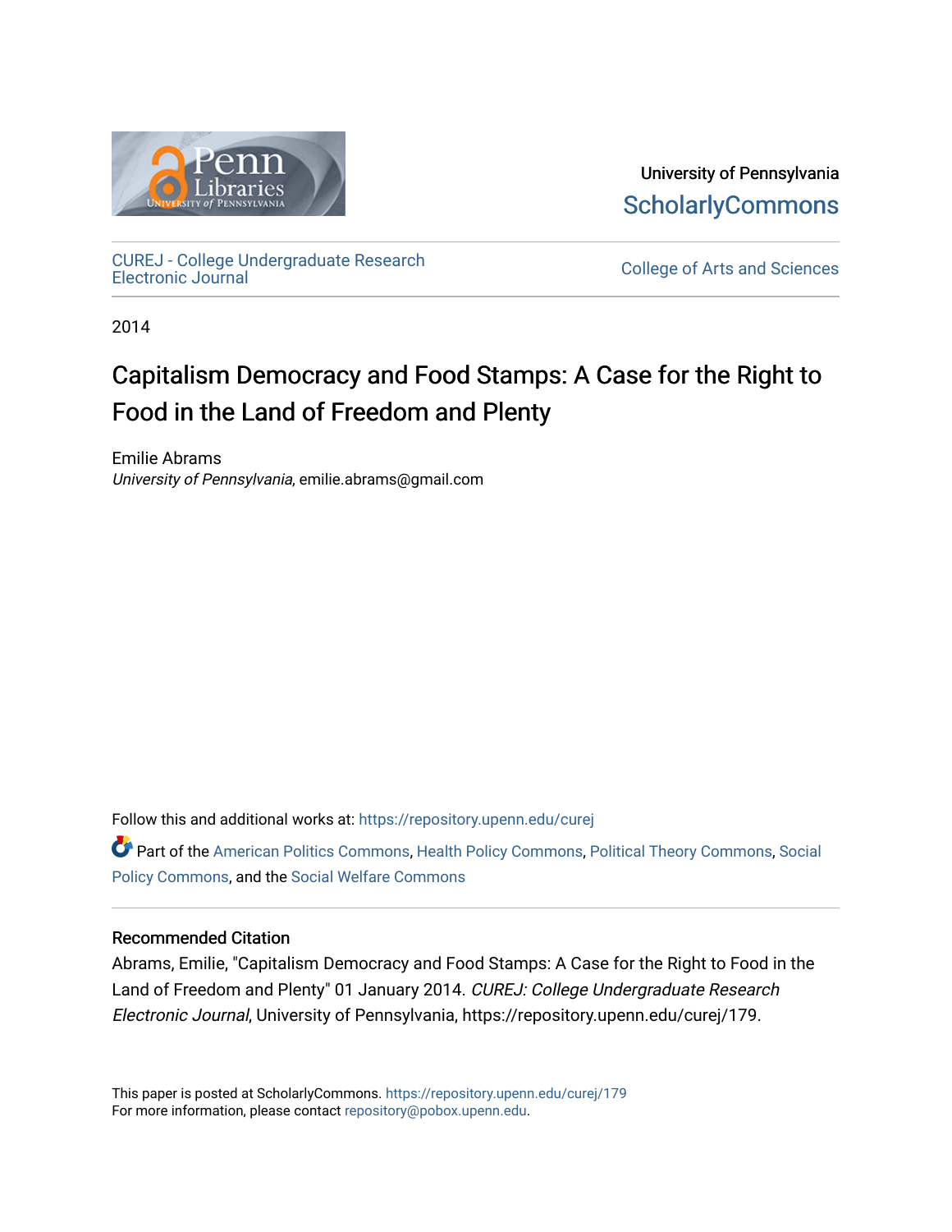University of Pennsylvania
ScholarlyCommons

CUREJ - College Undergraduate Research Electronic Journal

College of Arts and Sciences

2014

# Capitalism Democracy and Food Stamps: A Case for the Right to Food in the Land of Freedom and Plenty

Emilie Abrams
*University of Pennsylvania*, emilie.abrams@gmail.com

Follow this and additional works at: https://repository.upenn.edu/curej

Part of the American Politics Commons, Health Policy Commons, Political Theory Commons, Social Policy Commons, and the Social Welfare Commons

## Recommended Citation

Abrams, Emilie, "Capitalism Democracy and Food Stamps: A Case for the Right to Food in the Land of Freedom and Plenty" 01 January 2014. *CUREJ: College Undergraduate Research Electronic Journal*, University of Pennsylvania, https://repository.upenn.edu/curej/179.

This paper is posted at ScholarlyCommons. https://repository.upenn.edu/curej/179
For more information, please contact repository@pobox.upenn.edu.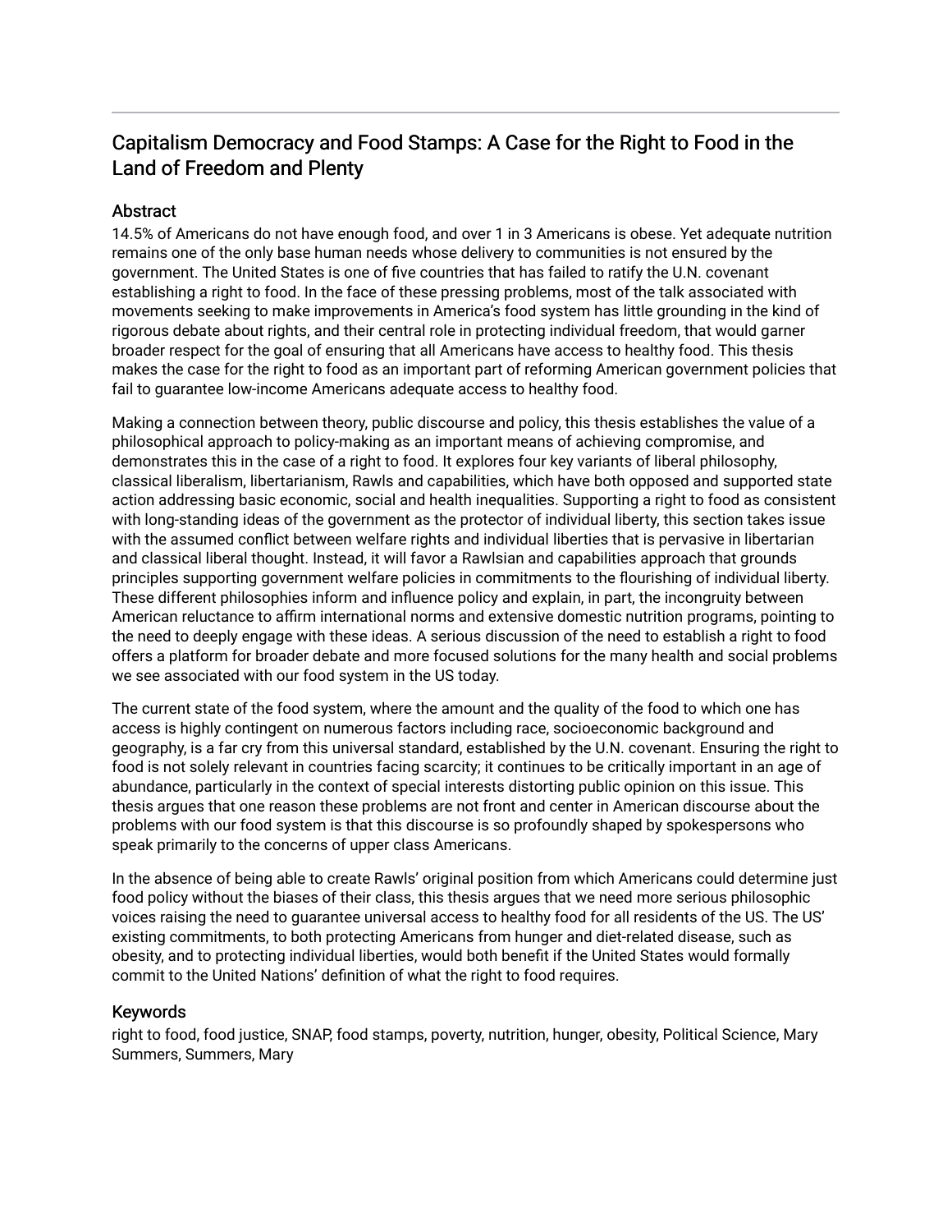# Capitalism Democracy and Food Stamps: A Case for the Right to Food in the Land of Freedom and Plenty

## Abstract

14.5% of Americans do not have enough food, and over 1 in 3 Americans is obese. Yet adequate nutrition remains one of the only base human needs whose delivery to communities is not ensured by the government. The United States is one of five countries that has failed to ratify the U.N. covenant establishing a right to food. In the face of these pressing problems, most of the talk associated with movements seeking to make improvements in America's food system has little grounding in the kind of rigorous debate about rights, and their central role in protecting individual freedom, that would garner broader respect for the goal of ensuring that all Americans have access to healthy food. This thesis makes the case for the right to food as an important part of reforming American government policies that fail to guarantee low-income Americans adequate access to healthy food.

Making a connection between theory, public discourse and policy, this thesis establishes the value of a philosophical approach to policy-making as an important means of achieving compromise, and demonstrates this in the case of a right to food. It explores four key variants of liberal philosophy, classical liberalism, libertarianism, Rawls and capabilities, which have both opposed and supported state action addressing basic economic, social and health inequalities. Supporting a right to food as consistent with long-standing ideas of the government as the protector of individual liberty, this section takes issue with the assumed conflict between welfare rights and individual liberties that is pervasive in libertarian and classical liberal thought. Instead, it will favor a Rawlsian and capabilities approach that grounds principles supporting government welfare policies in commitments to the flourishing of individual liberty. These different philosophies inform and influence policy and explain, in part, the incongruity between American reluctance to affirm international norms and extensive domestic nutrition programs, pointing to the need to deeply engage with these ideas. A serious discussion of the need to establish a right to food offers a platform for broader debate and more focused solutions for the many health and social problems we see associated with our food system in the US today.

The current state of the food system, where the amount and the quality of the food to which one has access is highly contingent on numerous factors including race, socioeconomic background and geography, is a far cry from this universal standard, established by the U.N. covenant. Ensuring the right to food is not solely relevant in countries facing scarcity; it continues to be critically important in an age of abundance, particularly in the context of special interests distorting public opinion on this issue. This thesis argues that one reason these problems are not front and center in American discourse about the problems with our food system is that this discourse is so profoundly shaped by spokespersons who speak primarily to the concerns of upper class Americans.

In the absence of being able to create Rawls' original position from which Americans could determine just food policy without the biases of their class, this thesis argues that we need more serious philosophic voices raising the need to guarantee universal access to healthy food for all residents of the US. The US' existing commitments, to both protecting Americans from hunger and diet-related disease, such as obesity, and to protecting individual liberties, would both benefit if the United States would formally commit to the United Nations' definition of what the right to food requires.

## Keywords

right to food, food justice, SNAP, food stamps, poverty, nutrition, hunger, obesity, Political Science, Mary Summers, Summers, Mary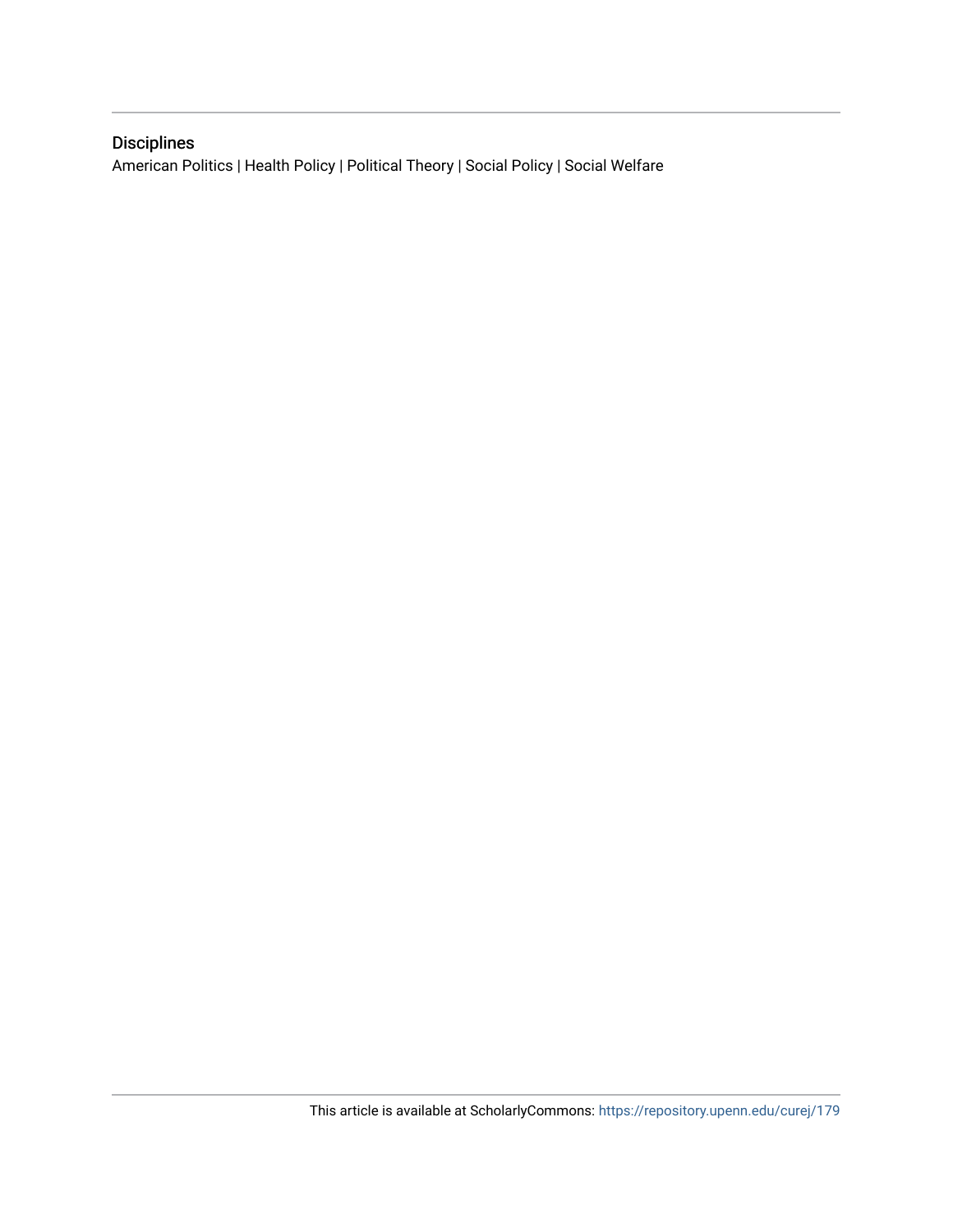## Disciplines

American Politics | Health Policy | Political Theory | Social Policy | Social Welfare

This article is available at ScholarlyCommons: https://repository.upenn.edu/curej/179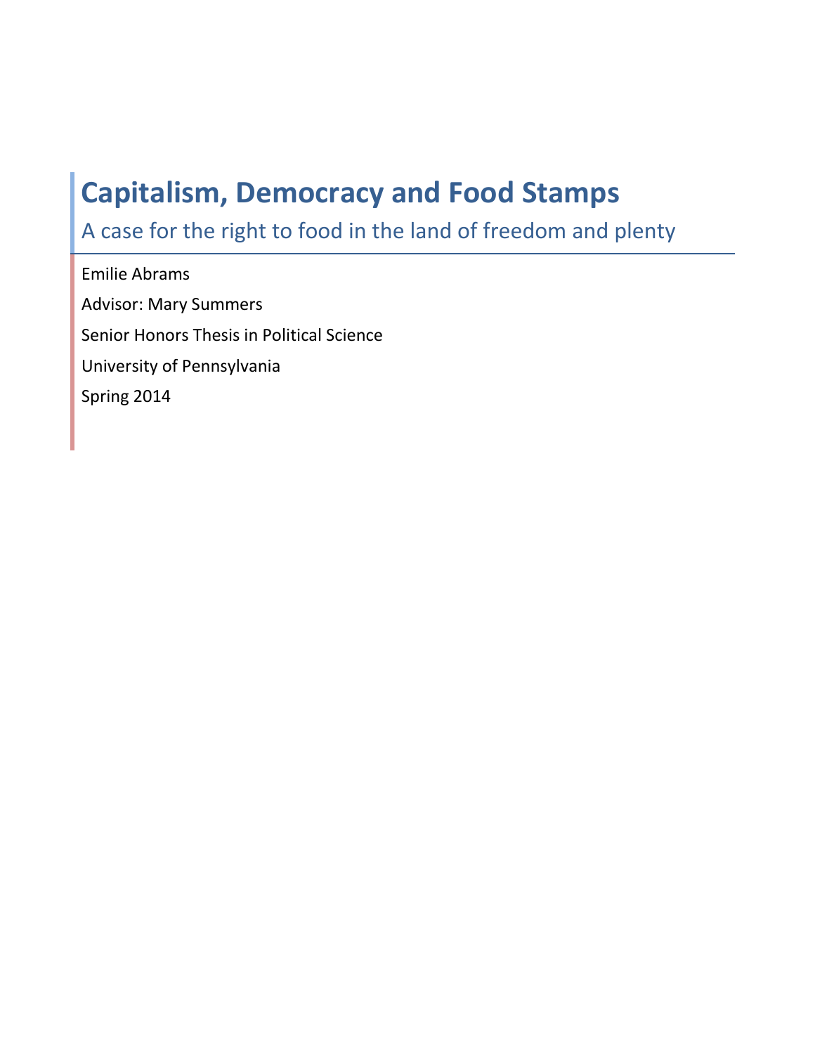# Capitalism, Democracy and Food Stamps

## A case for the right to food in the land of freedom and plenty

Emilie Abrams

Advisor: Mary Summers

Senior Honors Thesis in Political Science

University of Pennsylvania

Spring 2014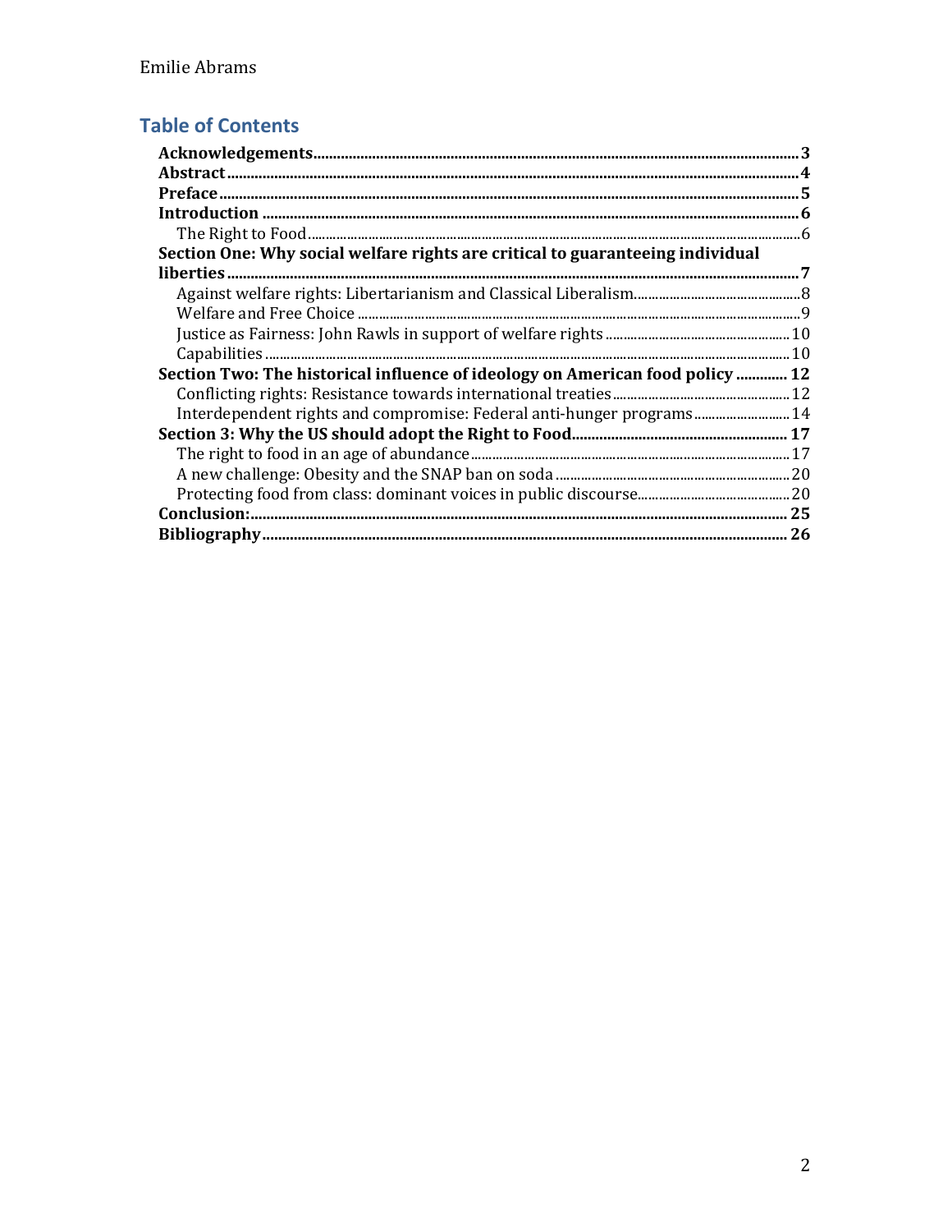## Table of Contents

**Acknowledgements** ..... **3**
**Abstract** ..... **4**
**Preface** ..... **5**
**Introduction** ..... **6**
- The Right to Food ..... 6

**Section One: Why social welfare rights are critical to guaranteeing individual liberties** ..... **7**
- Against welfare rights: Libertarianism and Classical Liberalism ..... 8
- Welfare and Free Choice ..... 9
- Justice as Fairness: John Rawls in support of welfare rights ..... 10
- Capabilities ..... 10

**Section Two: The historical influence of ideology on American food policy** ..... **12**
- Conflicting rights: Resistance towards international treaties ..... 12
- Interdependent rights and compromise: Federal anti-hunger programs ..... 14

**Section 3: Why the US should adopt the Right to Food** ..... **17**
- The right to food in an age of abundance ..... 17
- A new challenge: Obesity and the SNAP ban on soda ..... 20
- Protecting food from class: dominant voices in public discourse ..... 20

**Conclusion:** ..... **25**
**Bibliography** ..... **26**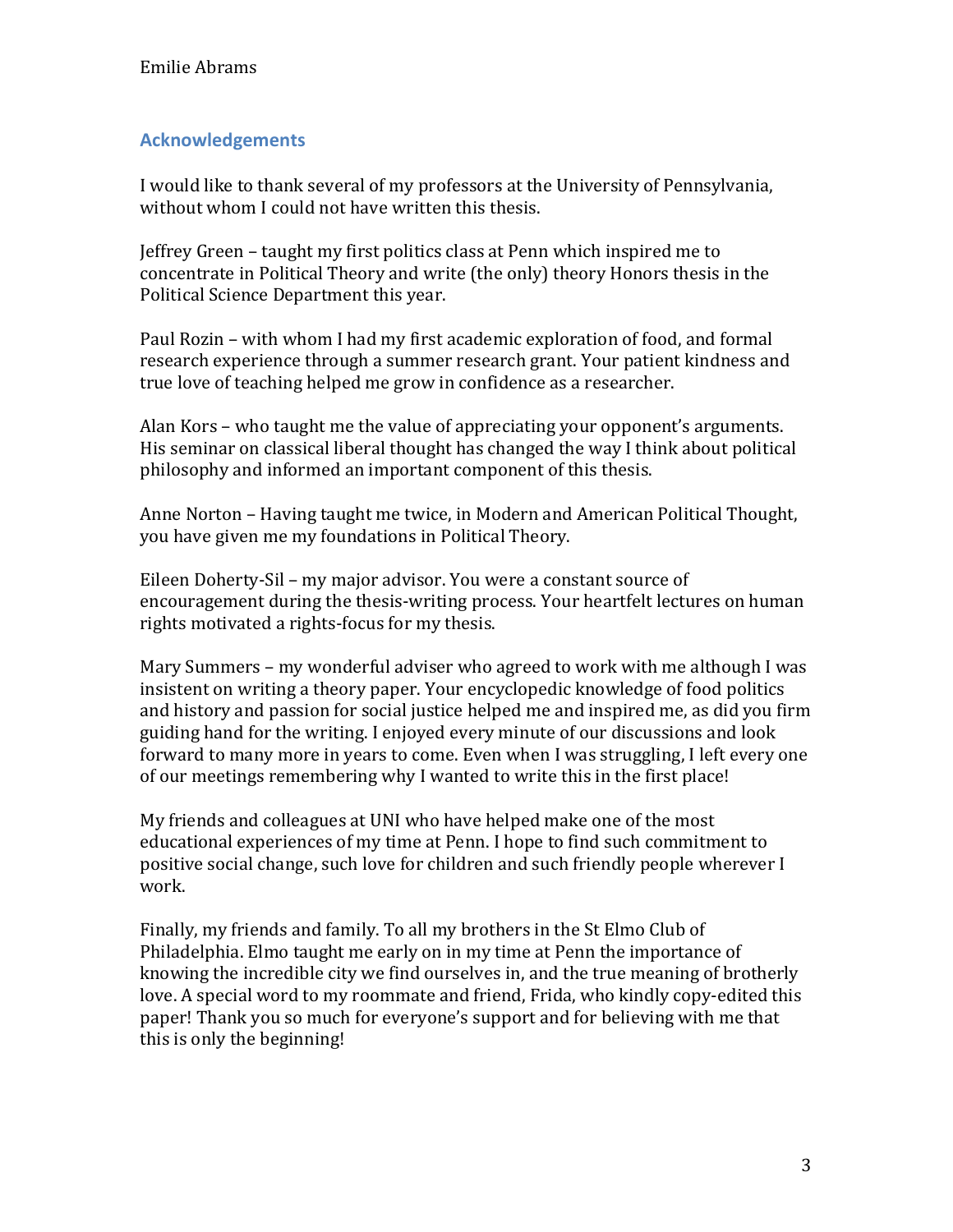## Acknowledgements

I would like to thank several of my professors at the University of Pennsylvania, without whom I could not have written this thesis.

Jeffrey Green – taught my first politics class at Penn which inspired me to concentrate in Political Theory and write (the only) theory Honors thesis in the Political Science Department this year.

Paul Rozin – with whom I had my first academic exploration of food, and formal research experience through a summer research grant. Your patient kindness and true love of teaching helped me grow in confidence as a researcher.

Alan Kors – who taught me the value of appreciating your opponent's arguments. His seminar on classical liberal thought has changed the way I think about political philosophy and informed an important component of this thesis.

Anne Norton – Having taught me twice, in Modern and American Political Thought, you have given me my foundations in Political Theory.

Eileen Doherty-Sil – my major advisor. You were a constant source of encouragement during the thesis-writing process. Your heartfelt lectures on human rights motivated a rights-focus for my thesis.

Mary Summers – my wonderful adviser who agreed to work with me although I was insistent on writing a theory paper. Your encyclopedic knowledge of food politics and history and passion for social justice helped me and inspired me, as did you firm guiding hand for the writing. I enjoyed every minute of our discussions and look forward to many more in years to come. Even when I was struggling, I left every one of our meetings remembering why I wanted to write this in the first place!

My friends and colleagues at UNI who have helped make one of the most educational experiences of my time at Penn. I hope to find such commitment to positive social change, such love for children and such friendly people wherever I work.

Finally, my friends and family. To all my brothers in the St Elmo Club of Philadelphia. Elmo taught me early on in my time at Penn the importance of knowing the incredible city we find ourselves in, and the true meaning of brotherly love. A special word to my roommate and friend, Frida, who kindly copy-edited this paper! Thank you so much for everyone's support and for believing with me that this is only the beginning!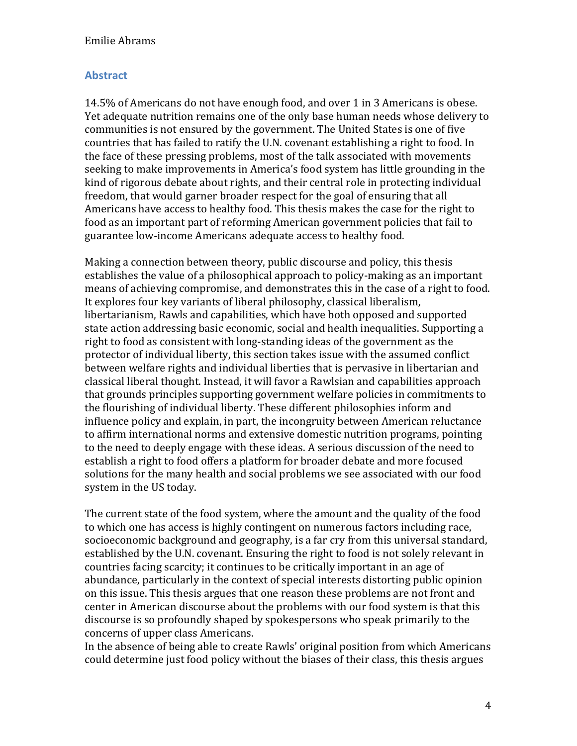## Abstract

14.5% of Americans do not have enough food, and over 1 in 3 Americans is obese. Yet adequate nutrition remains one of the only base human needs whose delivery to communities is not ensured by the government. The United States is one of five countries that has failed to ratify the U.N. covenant establishing a right to food. In the face of these pressing problems, most of the talk associated with movements seeking to make improvements in America's food system has little grounding in the kind of rigorous debate about rights, and their central role in protecting individual freedom, that would garner broader respect for the goal of ensuring that all Americans have access to healthy food. This thesis makes the case for the right to food as an important part of reforming American government policies that fail to guarantee low-income Americans adequate access to healthy food.

Making a connection between theory, public discourse and policy, this thesis establishes the value of a philosophical approach to policy-making as an important means of achieving compromise, and demonstrates this in the case of a right to food. It explores four key variants of liberal philosophy, classical liberalism, libertarianism, Rawls and capabilities, which have both opposed and supported state action addressing basic economic, social and health inequalities. Supporting a right to food as consistent with long-standing ideas of the government as the protector of individual liberty, this section takes issue with the assumed conflict between welfare rights and individual liberties that is pervasive in libertarian and classical liberal thought. Instead, it will favor a Rawlsian and capabilities approach that grounds principles supporting government welfare policies in commitments to the flourishing of individual liberty. These different philosophies inform and influence policy and explain, in part, the incongruity between American reluctance to affirm international norms and extensive domestic nutrition programs, pointing to the need to deeply engage with these ideas. A serious discussion of the need to establish a right to food offers a platform for broader debate and more focused solutions for the many health and social problems we see associated with our food system in the US today.

The current state of the food system, where the amount and the quality of the food to which one has access is highly contingent on numerous factors including race, socioeconomic background and geography, is a far cry from this universal standard, established by the U.N. covenant. Ensuring the right to food is not solely relevant in countries facing scarcity; it continues to be critically important in an age of abundance, particularly in the context of special interests distorting public opinion on this issue. This thesis argues that one reason these problems are not front and center in American discourse about the problems with our food system is that this discourse is so profoundly shaped by spokespersons who speak primarily to the concerns of upper class Americans.

In the absence of being able to create Rawls' original position from which Americans could determine just food policy without the biases of their class, this thesis argues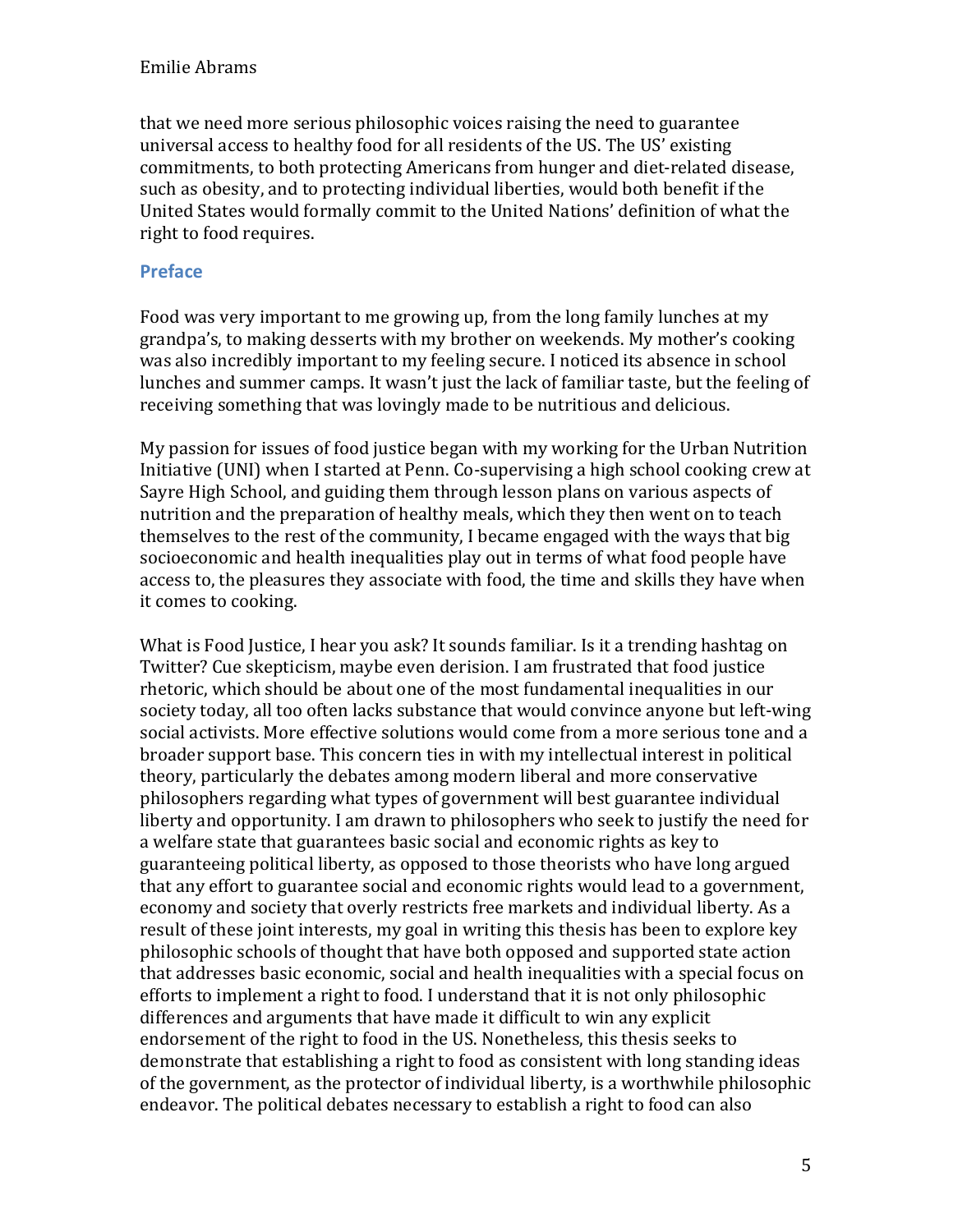that we need more serious philosophic voices raising the need to guarantee universal access to healthy food for all residents of the US. The US' existing commitments, to both protecting Americans from hunger and diet-related disease, such as obesity, and to protecting individual liberties, would both benefit if the United States would formally commit to the United Nations' definition of what the right to food requires.

## Preface

Food was very important to me growing up, from the long family lunches at my grandpa's, to making desserts with my brother on weekends. My mother's cooking was also incredibly important to my feeling secure. I noticed its absence in school lunches and summer camps. It wasn't just the lack of familiar taste, but the feeling of receiving something that was lovingly made to be nutritious and delicious.

My passion for issues of food justice began with my working for the Urban Nutrition Initiative (UNI) when I started at Penn. Co-supervising a high school cooking crew at Sayre High School, and guiding them through lesson plans on various aspects of nutrition and the preparation of healthy meals, which they then went on to teach themselves to the rest of the community, I became engaged with the ways that big socioeconomic and health inequalities play out in terms of what food people have access to, the pleasures they associate with food, the time and skills they have when it comes to cooking.

What is Food Justice, I hear you ask? It sounds familiar. Is it a trending hashtag on Twitter? Cue skepticism, maybe even derision. I am frustrated that food justice rhetoric, which should be about one of the most fundamental inequalities in our society today, all too often lacks substance that would convince anyone but left-wing social activists. More effective solutions would come from a more serious tone and a broader support base. This concern ties in with my intellectual interest in political theory, particularly the debates among modern liberal and more conservative philosophers regarding what types of government will best guarantee individual liberty and opportunity. I am drawn to philosophers who seek to justify the need for a welfare state that guarantees basic social and economic rights as key to guaranteeing political liberty, as opposed to those theorists who have long argued that any effort to guarantee social and economic rights would lead to a government, economy and society that overly restricts free markets and individual liberty. As a result of these joint interests, my goal in writing this thesis has been to explore key philosophic schools of thought that have both opposed and supported state action that addresses basic economic, social and health inequalities with a special focus on efforts to implement a right to food. I understand that it is not only philosophic differences and arguments that have made it difficult to win any explicit endorsement of the right to food in the US. Nonetheless, this thesis seeks to demonstrate that establishing a right to food as consistent with long standing ideas of the government, as the protector of individual liberty, is a worthwhile philosophic endeavor. The political debates necessary to establish a right to food can also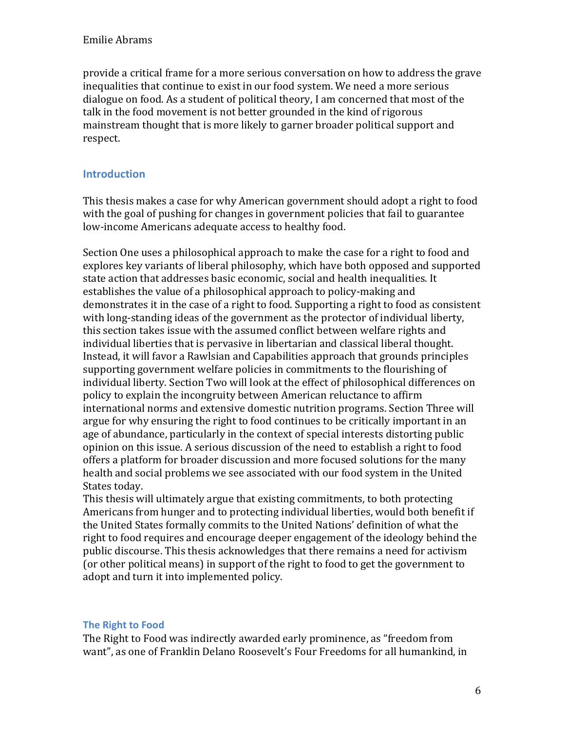provide a critical frame for a more serious conversation on how to address the grave inequalities that continue to exist in our food system. We need a more serious dialogue on food. As a student of political theory, I am concerned that most of the talk in the food movement is not better grounded in the kind of rigorous mainstream thought that is more likely to garner broader political support and respect.

## Introduction

This thesis makes a case for why American government should adopt a right to food with the goal of pushing for changes in government policies that fail to guarantee low-income Americans adequate access to healthy food.

Section One uses a philosophical approach to make the case for a right to food and explores key variants of liberal philosophy, which have both opposed and supported state action that addresses basic economic, social and health inequalities. It establishes the value of a philosophical approach to policy-making and demonstrates it in the case of a right to food. Supporting a right to food as consistent with long-standing ideas of the government as the protector of individual liberty, this section takes issue with the assumed conflict between welfare rights and individual liberties that is pervasive in libertarian and classical liberal thought. Instead, it will favor a Rawlsian and Capabilities approach that grounds principles supporting government welfare policies in commitments to the flourishing of individual liberty. Section Two will look at the effect of philosophical differences on policy to explain the incongruity between American reluctance to affirm international norms and extensive domestic nutrition programs. Section Three will argue for why ensuring the right to food continues to be critically important in an age of abundance, particularly in the context of special interests distorting public opinion on this issue. A serious discussion of the need to establish a right to food offers a platform for broader discussion and more focused solutions for the many health and social problems we see associated with our food system in the United States today.

This thesis will ultimately argue that existing commitments, to both protecting Americans from hunger and to protecting individual liberties, would both benefit if the United States formally commits to the United Nations' definition of what the right to food requires and encourage deeper engagement of the ideology behind the public discourse. This thesis acknowledges that there remains a need for activism (or other political means) in support of the right to food to get the government to adopt and turn it into implemented policy.

### The Right to Food

The Right to Food was indirectly awarded early prominence, as "freedom from want", as one of Franklin Delano Roosevelt's Four Freedoms for all humankind, in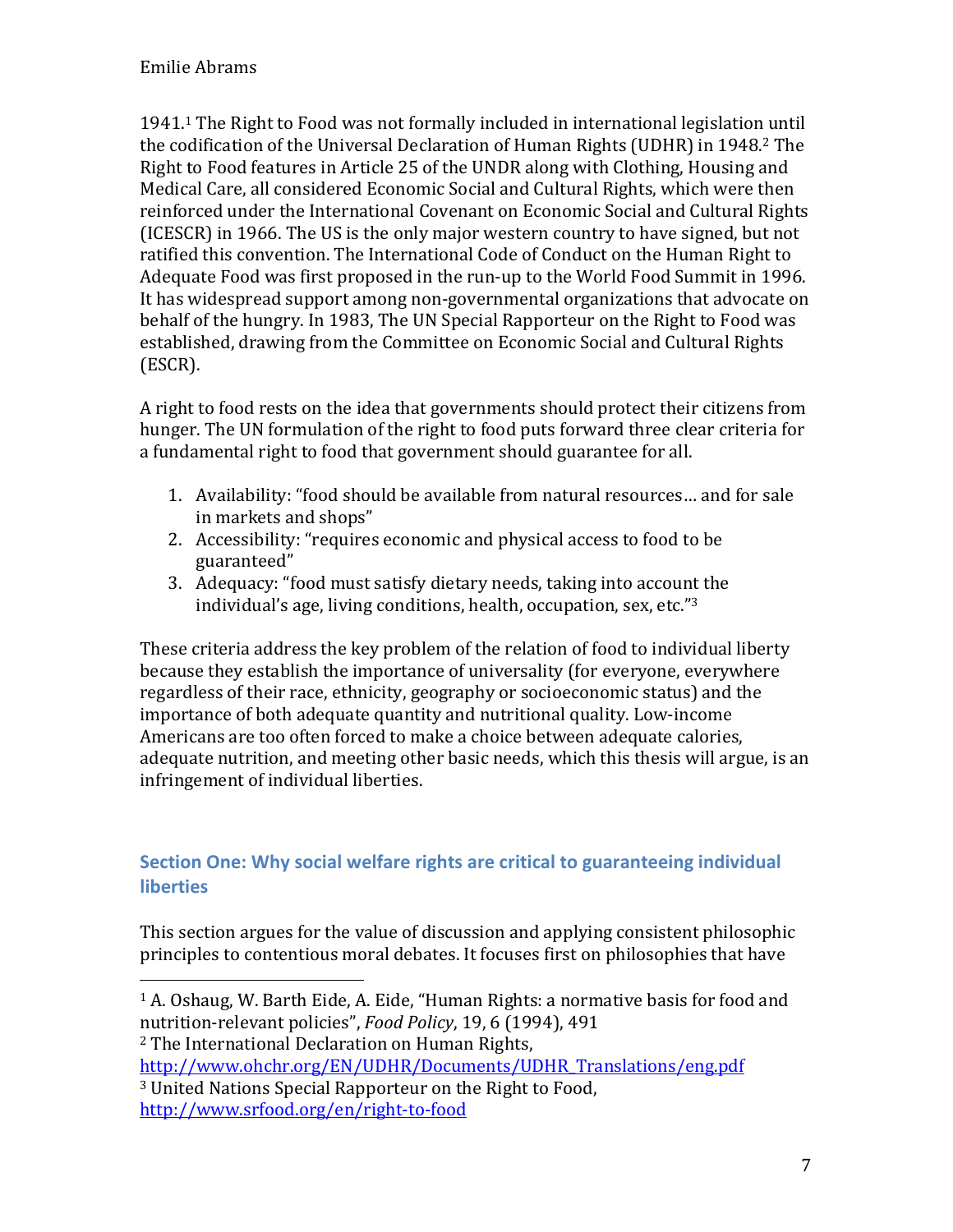1941.[1] The Right to Food was not formally included in international legislation until the codification of the Universal Declaration of Human Rights (UDHR) in 1948.[2] The Right to Food features in Article 25 of the UNDR along with Clothing, Housing and Medical Care, all considered Economic Social and Cultural Rights, which were then reinforced under the International Covenant on Economic Social and Cultural Rights (ICESCR) in 1966. The US is the only major western country to have signed, but not ratified this convention. The International Code of Conduct on the Human Right to Adequate Food was first proposed in the run-up to the World Food Summit in 1996. It has widespread support among non-governmental organizations that advocate on behalf of the hungry. In 1983, The UN Special Rapporteur on the Right to Food was established, drawing from the Committee on Economic Social and Cultural Rights (ESCR).

A right to food rests on the idea that governments should protect their citizens from hunger. The UN formulation of the right to food puts forward three clear criteria for a fundamental right to food that government should guarantee for all.

1. Availability: "food should be available from natural resources… and for sale in markets and shops"
2. Accessibility: "requires economic and physical access to food to be guaranteed"
3. Adequacy: "food must satisfy dietary needs, taking into account the individual's age, living conditions, health, occupation, sex, etc."[3]

These criteria address the key problem of the relation of food to individual liberty because they establish the importance of universality (for everyone, everywhere regardless of their race, ethnicity, geography or socioeconomic status) and the importance of both adequate quantity and nutritional quality. Low-income Americans are too often forced to make a choice between adequate calories, adequate nutrition, and meeting other basic needs, which this thesis will argue, is an infringement of individual liberties.

## Section One: Why social welfare rights are critical to guaranteeing individual liberties

This section argues for the value of discussion and applying consistent philosophic principles to contentious moral debates. It focuses first on philosophies that have

---

[1] A. Oshaug, W. Barth Eide, A. Eide, "Human Rights: a normative basis for food and nutrition-relevant policies", *Food Policy*, 19, 6 (1994), 491

[2] The International Declaration on Human Rights, http://www.ohchr.org/EN/UDHR/Documents/UDHR_Translations/eng.pdf

[3] United Nations Special Rapporteur on the Right to Food, http://www.srfood.org/en/right-to-food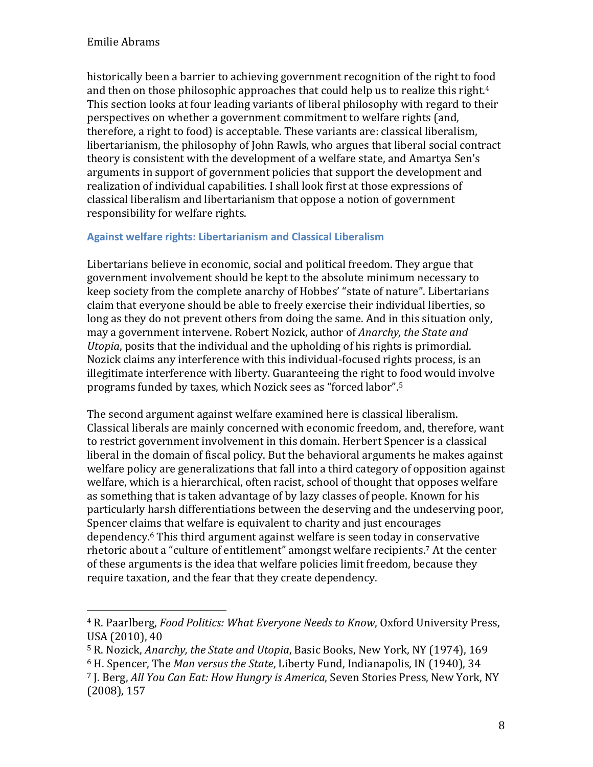historically been a barrier to achieving government recognition of the right to food and then on those philosophic approaches that could help us to realize this right.[4] This section looks at four leading variants of liberal philosophy with regard to their perspectives on whether a government commitment to welfare rights (and, therefore, a right to food) is acceptable. These variants are: classical liberalism, libertarianism, the philosophy of John Rawls, who argues that liberal social contract theory is consistent with the development of a welfare state, and Amartya Sen's arguments in support of government policies that support the development and realization of individual capabilities. I shall look first at those expressions of classical liberalism and libertarianism that oppose a notion of government responsibility for welfare rights.

### Against welfare rights: Libertarianism and Classical Liberalism

Libertarians believe in economic, social and political freedom. They argue that government involvement should be kept to the absolute minimum necessary to keep society from the complete anarchy of Hobbes' "state of nature". Libertarians claim that everyone should be able to freely exercise their individual liberties, so long as they do not prevent others from doing the same. And in this situation only, may a government intervene. Robert Nozick, author of *Anarchy, the State and Utopia*, posits that the individual and the upholding of his rights is primordial. Nozick claims any interference with this individual-focused rights process, is an illegitimate interference with liberty. Guaranteeing the right to food would involve programs funded by taxes, which Nozick sees as "forced labor".[5]

The second argument against welfare examined here is classical liberalism. Classical liberals are mainly concerned with economic freedom, and, therefore, want to restrict government involvement in this domain. Herbert Spencer is a classical liberal in the domain of fiscal policy. But the behavioral arguments he makes against welfare policy are generalizations that fall into a third category of opposition against welfare, which is a hierarchical, often racist, school of thought that opposes welfare as something that is taken advantage of by lazy classes of people. Known for his particularly harsh differentiations between the deserving and the undeserving poor, Spencer claims that welfare is equivalent to charity and just encourages dependency.[6] This third argument against welfare is seen today in conservative rhetoric about a "culture of entitlement" amongst welfare recipients.[7] At the center of these arguments is the idea that welfare policies limit freedom, because they require taxation, and the fear that they create dependency.

---

[4] R. Paarlberg, *Food Politics: What Everyone Needs to Know*, Oxford University Press, USA (2010), 40

[5] R. Nozick, *Anarchy, the State and Utopia*, Basic Books, New York, NY (1974), 169

[6] H. Spencer, The *Man versus the State*, Liberty Fund, Indianapolis, IN (1940), 34

[7] J. Berg, *All You Can Eat: How Hungry is America*, Seven Stories Press, New York, NY (2008), 157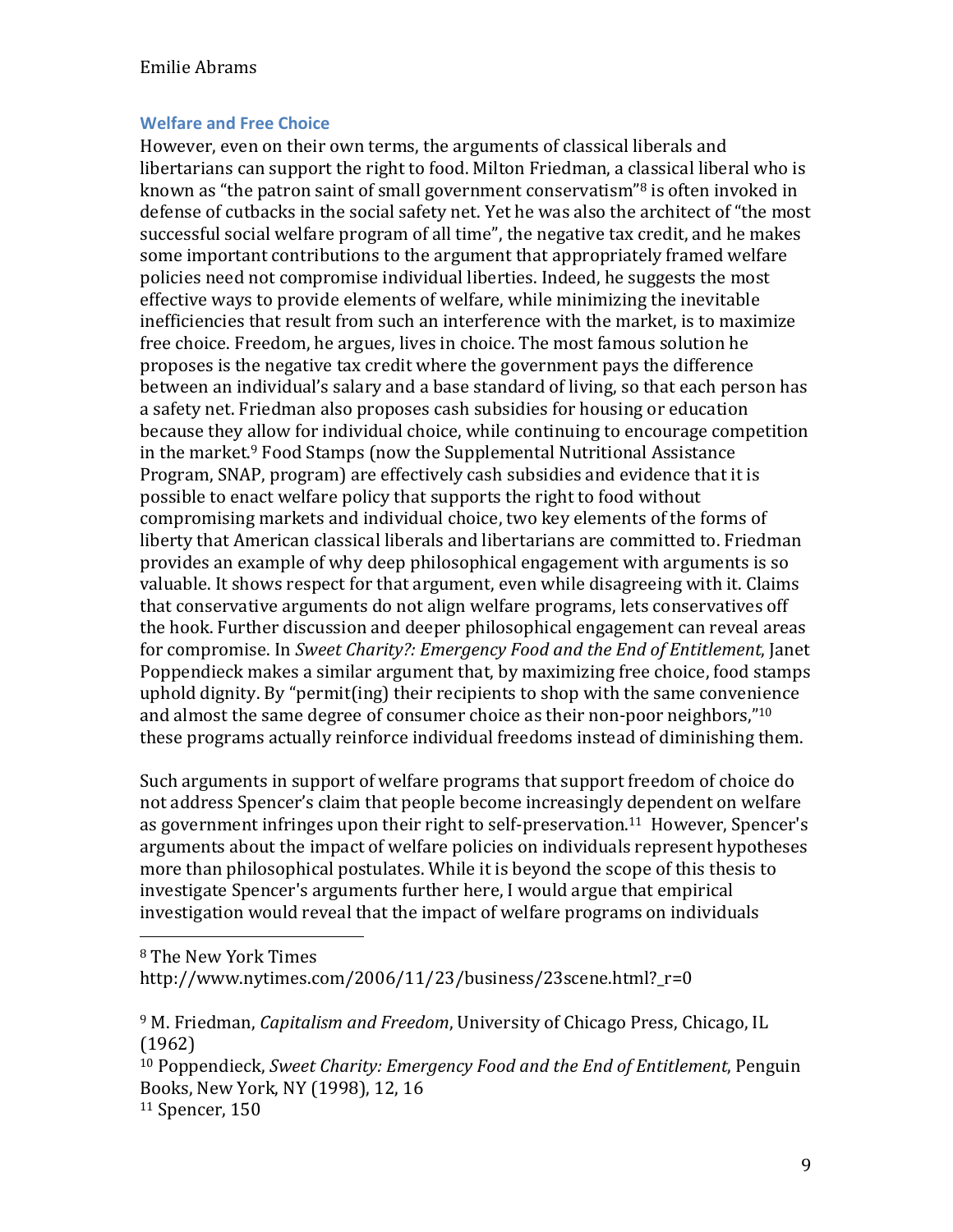## Welfare and Free Choice

However, even on their own terms, the arguments of classical liberals and libertarians can support the right to food. Milton Friedman, a classical liberal who is known as "the patron saint of small government conservatism"[8] is often invoked in defense of cutbacks in the social safety net. Yet he was also the architect of "the most successful social welfare program of all time", the negative tax credit, and he makes some important contributions to the argument that appropriately framed welfare policies need not compromise individual liberties. Indeed, he suggests the most effective ways to provide elements of welfare, while minimizing the inevitable inefficiencies that result from such an interference with the market, is to maximize free choice. Freedom, he argues, lives in choice. The most famous solution he proposes is the negative tax credit where the government pays the difference between an individual's salary and a base standard of living, so that each person has a safety net. Friedman also proposes cash subsidies for housing or education because they allow for individual choice, while continuing to encourage competition in the market.[9] Food Stamps (now the Supplemental Nutritional Assistance Program, SNAP, program) are effectively cash subsidies and evidence that it is possible to enact welfare policy that supports the right to food without compromising markets and individual choice, two key elements of the forms of liberty that American classical liberals and libertarians are committed to. Friedman provides an example of why deep philosophical engagement with arguments is so valuable. It shows respect for that argument, even while disagreeing with it. Claims that conservative arguments do not align welfare programs, lets conservatives off the hook. Further discussion and deeper philosophical engagement can reveal areas for compromise. In *Sweet Charity?: Emergency Food and the End of Entitlement*, Janet Poppendieck makes a similar argument that, by maximizing free choice, food stamps uphold dignity. By "permit(ing) their recipients to shop with the same convenience and almost the same degree of consumer choice as their non-poor neighbors,"[10] these programs actually reinforce individual freedoms instead of diminishing them.

Such arguments in support of welfare programs that support freedom of choice do not address Spencer's claim that people become increasingly dependent on welfare as government infringes upon their right to self-preservation.[11] However, Spencer's arguments about the impact of welfare policies on individuals represent hypotheses more than philosophical postulates. While it is beyond the scope of this thesis to investigate Spencer's arguments further here, I would argue that empirical investigation would reveal that the impact of welfare programs on individuals

---

[8] The New York Times http://www.nytimes.com/2006/11/23/business/23scene.html?_r=0

[9] M. Friedman, *Capitalism and Freedom*, University of Chicago Press, Chicago, IL (1962)

[10] Poppendieck, *Sweet Charity: Emergency Food and the End of Entitlement*, Penguin Books, New York, NY (1998), 12, 16

[11] Spencer, 150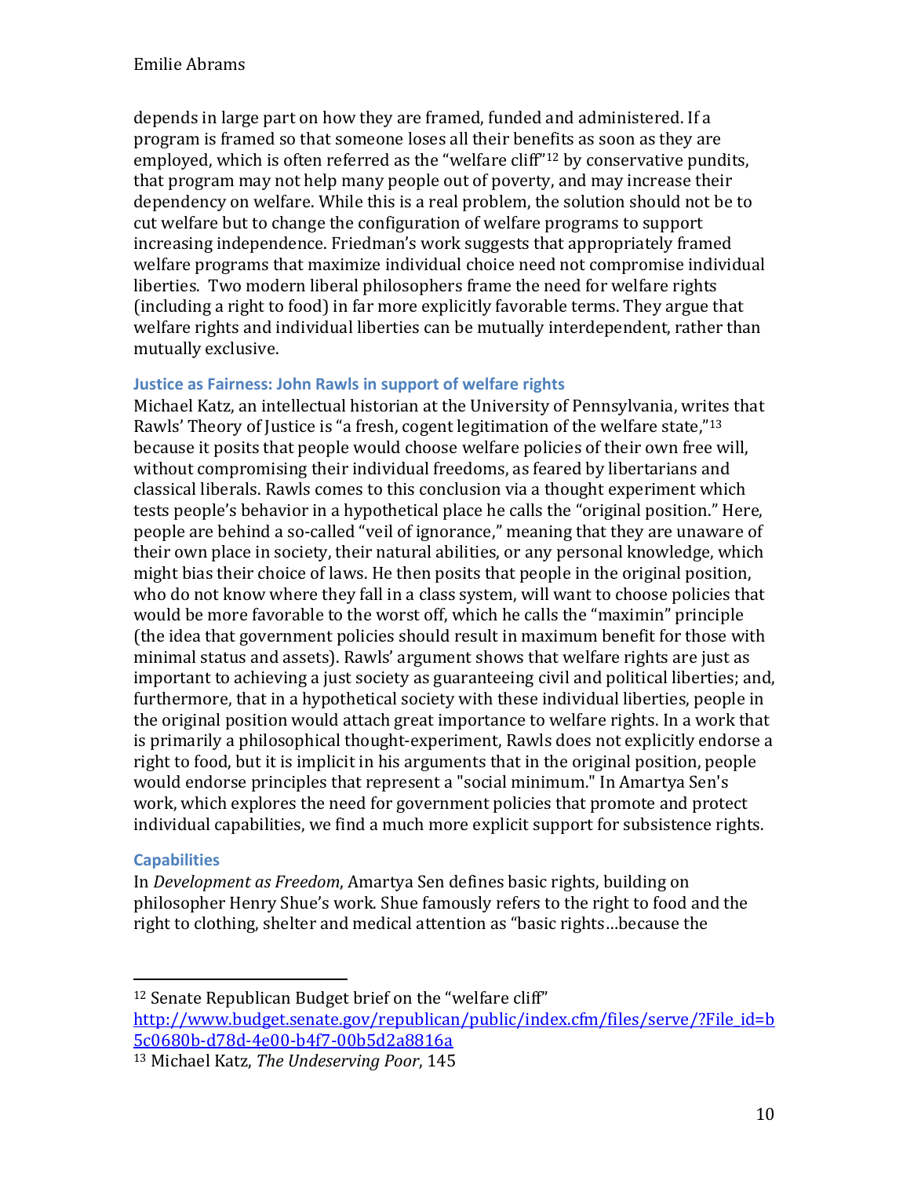depends in large part on how they are framed, funded and administered. If a program is framed so that someone loses all their benefits as soon as they are employed, which is often referred as the "welfare cliff"[12] by conservative pundits, that program may not help many people out of poverty, and may increase their dependency on welfare. While this is a real problem, the solution should not be to cut welfare but to change the configuration of welfare programs to support increasing independence. Friedman's work suggests that appropriately framed welfare programs that maximize individual choice need not compromise individual liberties. Two modern liberal philosophers frame the need for welfare rights (including a right to food) in far more explicitly favorable terms. They argue that welfare rights and individual liberties can be mutually interdependent, rather than mutually exclusive.

### Justice as Fairness: John Rawls in support of welfare rights

Michael Katz, an intellectual historian at the University of Pennsylvania, writes that Rawls' Theory of Justice is "a fresh, cogent legitimation of the welfare state,"[13] because it posits that people would choose welfare policies of their own free will, without compromising their individual freedoms, as feared by libertarians and classical liberals. Rawls comes to this conclusion via a thought experiment which tests people's behavior in a hypothetical place he calls the "original position." Here, people are behind a so-called "veil of ignorance," meaning that they are unaware of their own place in society, their natural abilities, or any personal knowledge, which might bias their choice of laws. He then posits that people in the original position, who do not know where they fall in a class system, will want to choose policies that would be more favorable to the worst off, which he calls the "maximin" principle (the idea that government policies should result in maximum benefit for those with minimal status and assets). Rawls' argument shows that welfare rights are just as important to achieving a just society as guaranteeing civil and political liberties; and, furthermore, that in a hypothetical society with these individual liberties, people in the original position would attach great importance to welfare rights. In a work that is primarily a philosophical thought-experiment, Rawls does not explicitly endorse a right to food, but it is implicit in his arguments that in the original position, people would endorse principles that represent a "social minimum." In Amartya Sen's work, which explores the need for government policies that promote and protect individual capabilities, we find a much more explicit support for subsistence rights.

### Capabilities

In *Development as Freedom*, Amartya Sen defines basic rights, building on philosopher Henry Shue's work. Shue famously refers to the right to food and the right to clothing, shelter and medical attention as "basic rights…because the

---

[12] Senate Republican Budget brief on the "welfare cliff" http://www.budget.senate.gov/republican/public/index.cfm/files/serve/?File_id=b5c0680b-d78d-4e00-b4f7-00b5d2a8816a

[13] Michael Katz, *The Undeserving Poor*, 145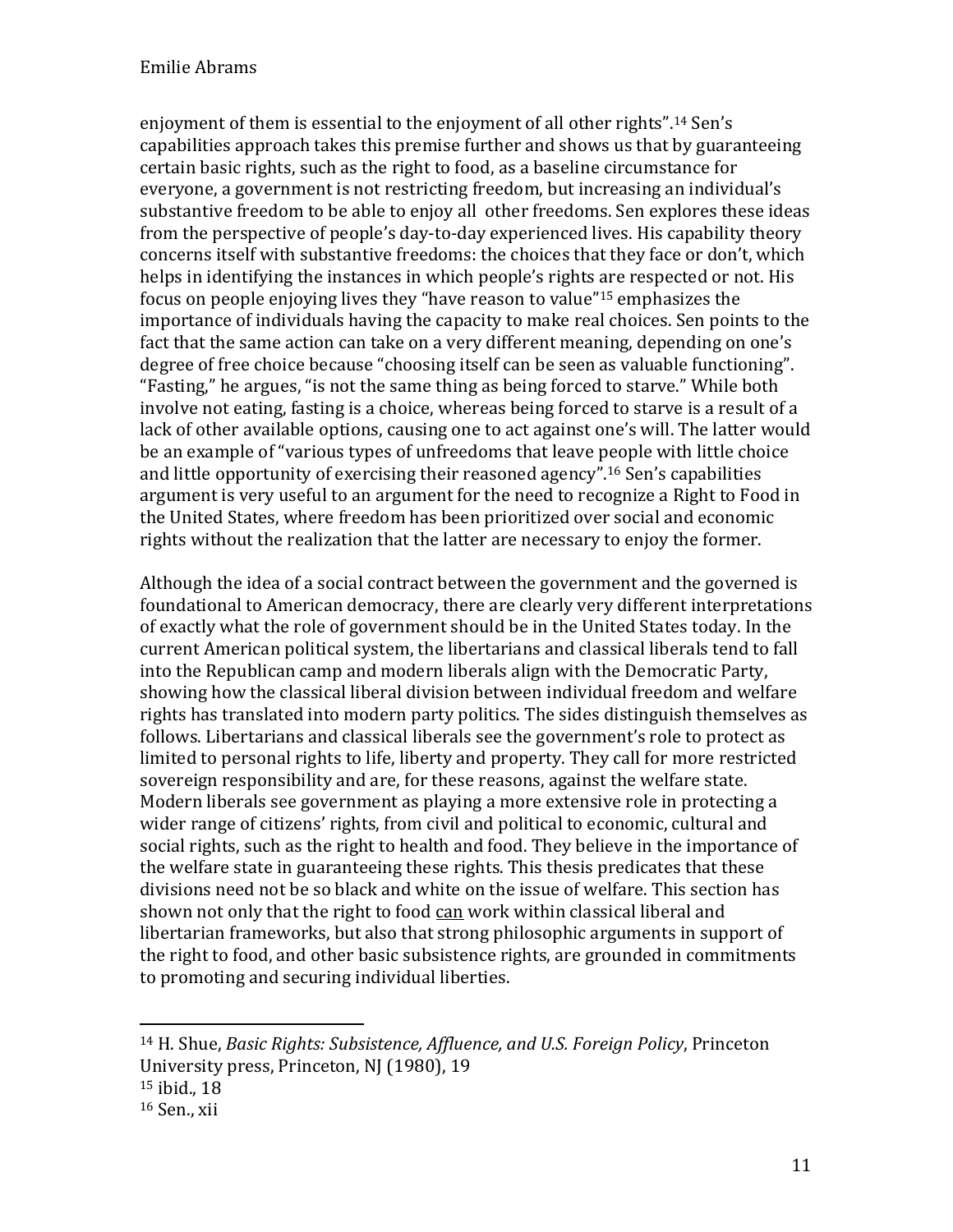enjoyment of them is essential to the enjoyment of all other rights".[14] Sen's capabilities approach takes this premise further and shows us that by guaranteeing certain basic rights, such as the right to food, as a baseline circumstance for everyone, a government is not restricting freedom, but increasing an individual's substantive freedom to be able to enjoy all other freedoms. Sen explores these ideas from the perspective of people's day-to-day experienced lives. His capability theory concerns itself with substantive freedoms: the choices that they face or don't, which helps in identifying the instances in which people's rights are respected or not. His focus on people enjoying lives they "have reason to value"[15] emphasizes the importance of individuals having the capacity to make real choices. Sen points to the fact that the same action can take on a very different meaning, depending on one's degree of free choice because "choosing itself can be seen as valuable functioning". "Fasting," he argues, "is not the same thing as being forced to starve." While both involve not eating, fasting is a choice, whereas being forced to starve is a result of a lack of other available options, causing one to act against one's will. The latter would be an example of "various types of unfreedoms that leave people with little choice and little opportunity of exercising their reasoned agency".[16] Sen's capabilities argument is very useful to an argument for the need to recognize a Right to Food in the United States, where freedom has been prioritized over social and economic rights without the realization that the latter are necessary to enjoy the former.

Although the idea of a social contract between the government and the governed is foundational to American democracy, there are clearly very different interpretations of exactly what the role of government should be in the United States today. In the current American political system, the libertarians and classical liberals tend to fall into the Republican camp and modern liberals align with the Democratic Party, showing how the classical liberal division between individual freedom and welfare rights has translated into modern party politics. The sides distinguish themselves as follows. Libertarians and classical liberals see the government's role to protect as limited to personal rights to life, liberty and property. They call for more restricted sovereign responsibility and are, for these reasons, against the welfare state. Modern liberals see government as playing a more extensive role in protecting a wider range of citizens' rights, from civil and political to economic, cultural and social rights, such as the right to health and food. They believe in the importance of the welfare state in guaranteeing these rights. This thesis predicates that these divisions need not be so black and white on the issue of welfare. This section has shown not only that the right to food <u>can</u> work within classical liberal and libertarian frameworks, but also that strong philosophic arguments in support of the right to food, and other basic subsistence rights, are grounded in commitments to promoting and securing individual liberties.

---

[14] H. Shue, *Basic Rights: Subsistence, Affluence, and U.S. Foreign Policy*, Princeton University press, Princeton, NJ (1980), 19

[15] ibid., 18

[16] Sen., xii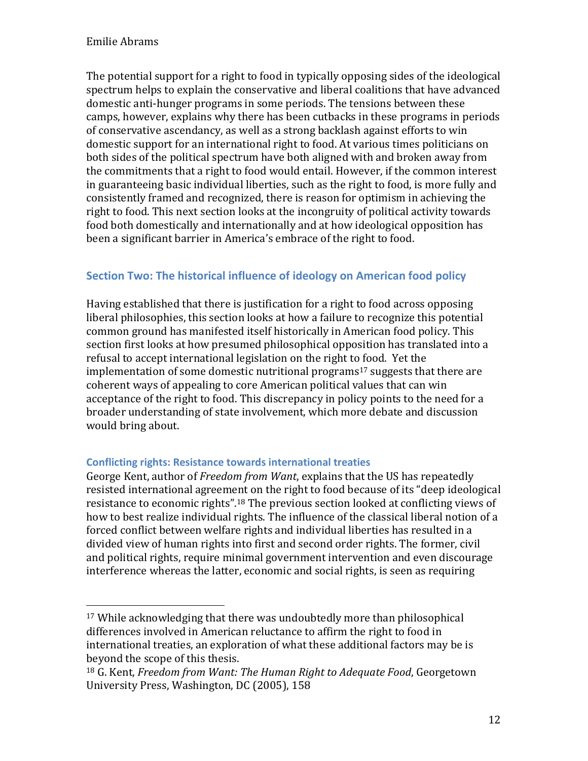The potential support for a right to food in typically opposing sides of the ideological spectrum helps to explain the conservative and liberal coalitions that have advanced domestic anti-hunger programs in some periods. The tensions between these camps, however, explains why there has been cutbacks in these programs in periods of conservative ascendancy, as well as a strong backlash against efforts to win domestic support for an international right to food. At various times politicians on both sides of the political spectrum have both aligned with and broken away from the commitments that a right to food would entail. However, if the common interest in guaranteeing basic individual liberties, such as the right to food, is more fully and consistently framed and recognized, there is reason for optimism in achieving the right to food. This next section looks at the incongruity of political activity towards food both domestically and internationally and at how ideological opposition has been a significant barrier in America's embrace of the right to food.

## Section Two: The historical influence of ideology on American food policy

Having established that there is justification for a right to food across opposing liberal philosophies, this section looks at how a failure to recognize this potential common ground has manifested itself historically in American food policy. This section first looks at how presumed philosophical opposition has translated into a refusal to accept international legislation on the right to food. Yet the implementation of some domestic nutritional programs[17] suggests that there are coherent ways of appealing to core American political values that can win acceptance of the right to food. This discrepancy in policy points to the need for a broader understanding of state involvement, which more debate and discussion would bring about.

### Conflicting rights: Resistance towards international treaties

George Kent, author of *Freedom from Want*, explains that the US has repeatedly resisted international agreement on the right to food because of its "deep ideological resistance to economic rights".[18] The previous section looked at conflicting views of how to best realize individual rights. The influence of the classical liberal notion of a forced conflict between welfare rights and individual liberties has resulted in a divided view of human rights into first and second order rights. The former, civil and political rights, require minimal government intervention and even discourage interference whereas the latter, economic and social rights, is seen as requiring

---

[17] While acknowledging that there was undoubtedly more than philosophical differences involved in American reluctance to affirm the right to food in international treaties, an exploration of what these additional factors may be is beyond the scope of this thesis.

[18] G. Kent, *Freedom from Want: The Human Right to Adequate Food*, Georgetown University Press, Washington, DC (2005), 158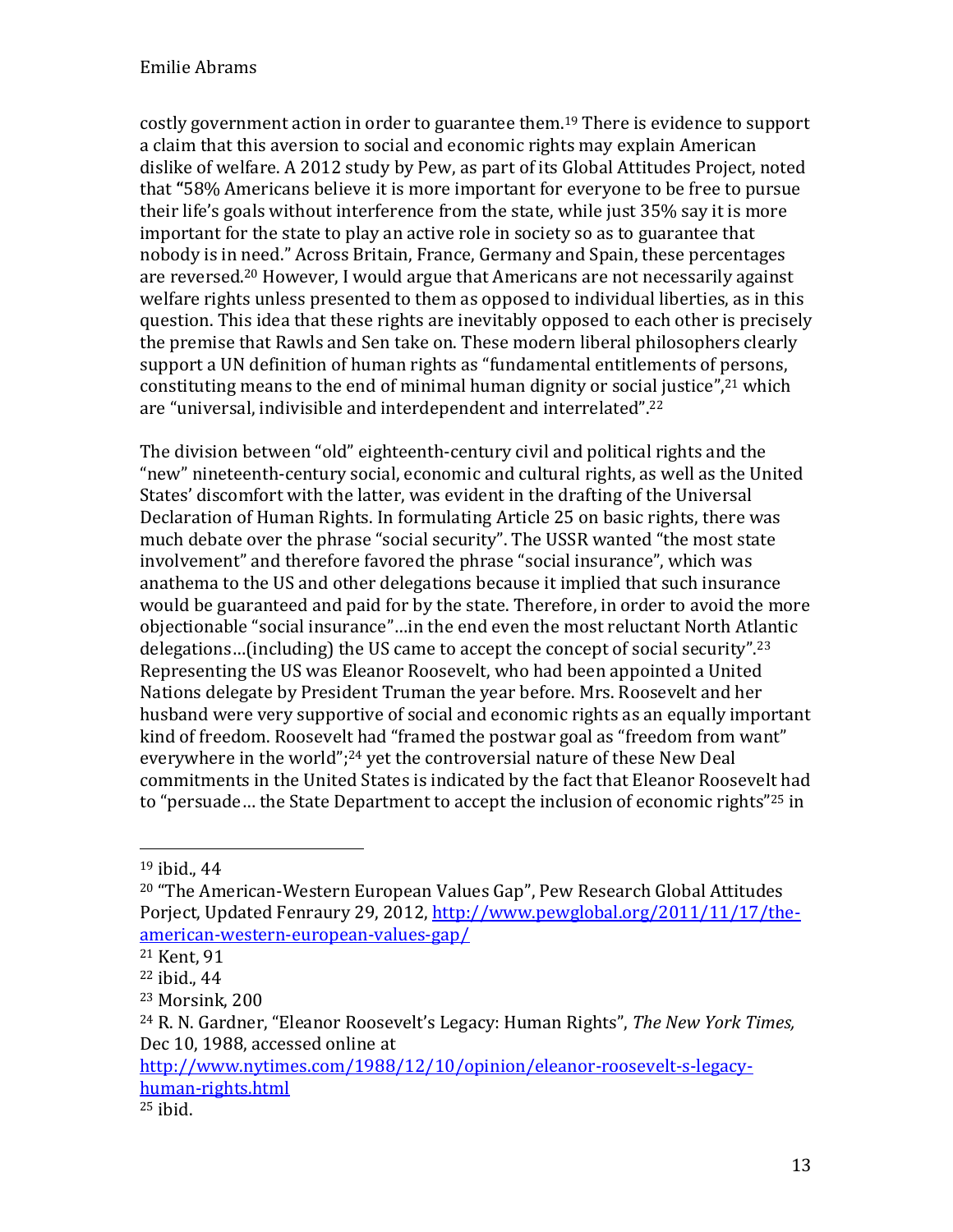costly government action in order to guarantee them.[19] There is evidence to support a claim that this aversion to social and economic rights may explain American dislike of welfare. A 2012 study by Pew, as part of its Global Attitudes Project, noted that **"**58% Americans believe it is more important for everyone to be free to pursue their life's goals without interference from the state, while just 35% say it is more important for the state to play an active role in society so as to guarantee that nobody is in need." Across Britain, France, Germany and Spain, these percentages are reversed.[20] However, I would argue that Americans are not necessarily against welfare rights unless presented to them as opposed to individual liberties, as in this question. This idea that these rights are inevitably opposed to each other is precisely the premise that Rawls and Sen take on. These modern liberal philosophers clearly support a UN definition of human rights as "fundamental entitlements of persons, constituting means to the end of minimal human dignity or social justice",[21] which are "universal, indivisible and interdependent and interrelated".[22]

The division between "old" eighteenth-century civil and political rights and the "new" nineteenth-century social, economic and cultural rights, as well as the United States' discomfort with the latter, was evident in the drafting of the Universal Declaration of Human Rights. In formulating Article 25 on basic rights, there was much debate over the phrase "social security". The USSR wanted "the most state involvement" and therefore favored the phrase "social insurance", which was anathema to the US and other delegations because it implied that such insurance would be guaranteed and paid for by the state. Therefore, in order to avoid the more objectionable "social insurance"…in the end even the most reluctant North Atlantic delegations…(including) the US came to accept the concept of social security".[23] Representing the US was Eleanor Roosevelt, who had been appointed a United Nations delegate by President Truman the year before. Mrs. Roosevelt and her husband were very supportive of social and economic rights as an equally important kind of freedom. Roosevelt had "framed the postwar goal as "freedom from want" everywhere in the world";[24] yet the controversial nature of these New Deal commitments in the United States is indicated by the fact that Eleanor Roosevelt had to "persuade… the State Department to accept the inclusion of economic rights"[25] in

---

[19] ibid., 44

[20] "The American-Western European Values Gap", Pew Research Global Attitudes Porject, Updated Fenraury 29, 2012, http://www.pewglobal.org/2011/11/17/the-american-western-european-values-gap/

[21] Kent, 91

[22] ibid., 44

[23] Morsink, 200

[24] R. N. Gardner, "Eleanor Roosevelt's Legacy: Human Rights", *The New York Times,* Dec 10, 1988, accessed online at http://www.nytimes.com/1988/12/10/opinion/eleanor-roosevelt-s-legacy-human-rights.html

[25] ibid.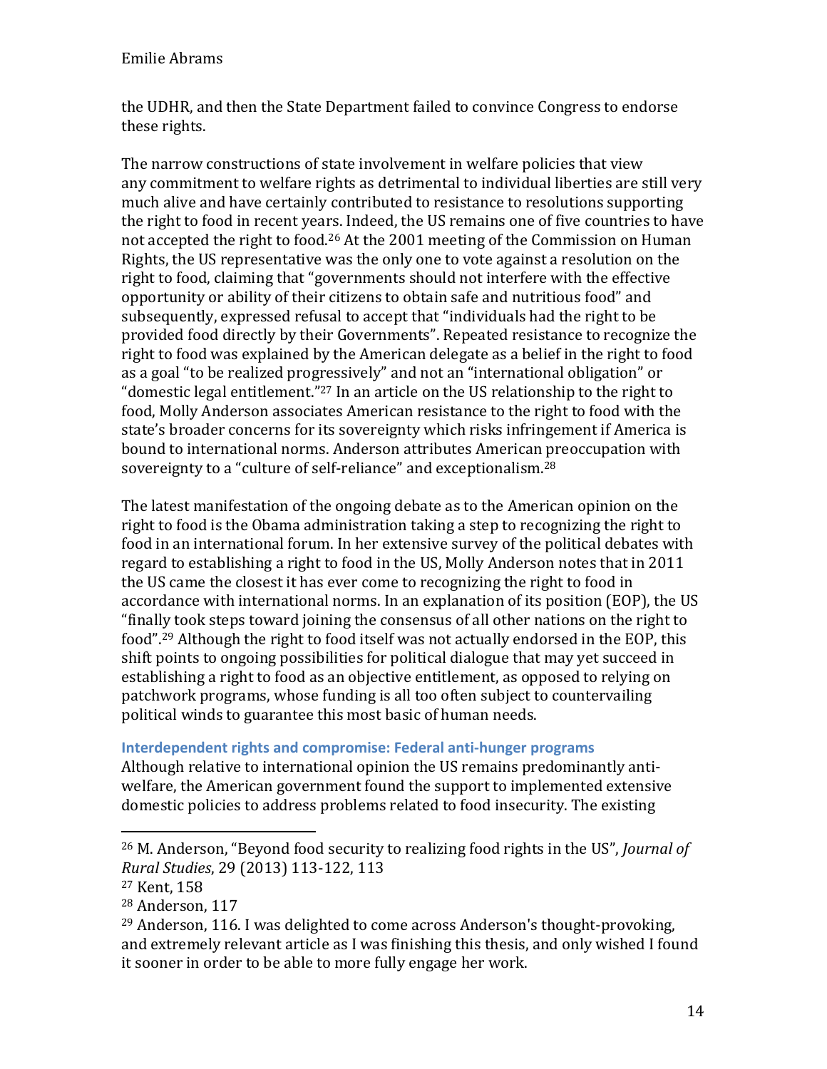the UDHR, and then the State Department failed to convince Congress to endorse these rights.

The narrow constructions of state involvement in welfare policies that view any commitment to welfare rights as detrimental to individual liberties are still very much alive and have certainly contributed to resistance to resolutions supporting the right to food in recent years. Indeed, the US remains one of five countries to have not accepted the right to food.[26] At the 2001 meeting of the Commission on Human Rights, the US representative was the only one to vote against a resolution on the right to food, claiming that "governments should not interfere with the effective opportunity or ability of their citizens to obtain safe and nutritious food" and subsequently, expressed refusal to accept that "individuals had the right to be provided food directly by their Governments". Repeated resistance to recognize the right to food was explained by the American delegate as a belief in the right to food as a goal "to be realized progressively" and not an "international obligation" or "domestic legal entitlement."[27] In an article on the US relationship to the right to food, Molly Anderson associates American resistance to the right to food with the state's broader concerns for its sovereignty which risks infringement if America is bound to international norms. Anderson attributes American preoccupation with sovereignty to a "culture of self-reliance" and exceptionalism.[28]

The latest manifestation of the ongoing debate as to the American opinion on the right to food is the Obama administration taking a step to recognizing the right to food in an international forum. In her extensive survey of the political debates with regard to establishing a right to food in the US, Molly Anderson notes that in 2011 the US came the closest it has ever come to recognizing the right to food in accordance with international norms. In an explanation of its position (EOP), the US "finally took steps toward joining the consensus of all other nations on the right to food".[29] Although the right to food itself was not actually endorsed in the EOP, this shift points to ongoing possibilities for political dialogue that may yet succeed in establishing a right to food as an objective entitlement, as opposed to relying on patchwork programs, whose funding is all too often subject to countervailing political winds to guarantee this most basic of human needs.

### Interdependent rights and compromise: Federal anti-hunger programs

Although relative to international opinion the US remains predominantly anti-welfare, the American government found the support to implemented extensive domestic policies to address problems related to food insecurity. The existing

---

[26] M. Anderson, "Beyond food security to realizing food rights in the US", *Journal of Rural Studies*, 29 (2013) 113-122, 113

[27] Kent, 158

[28] Anderson, 117

[29] Anderson, 116. I was delighted to come across Anderson's thought-provoking, and extremely relevant article as I was finishing this thesis, and only wished I found it sooner in order to be able to more fully engage her work.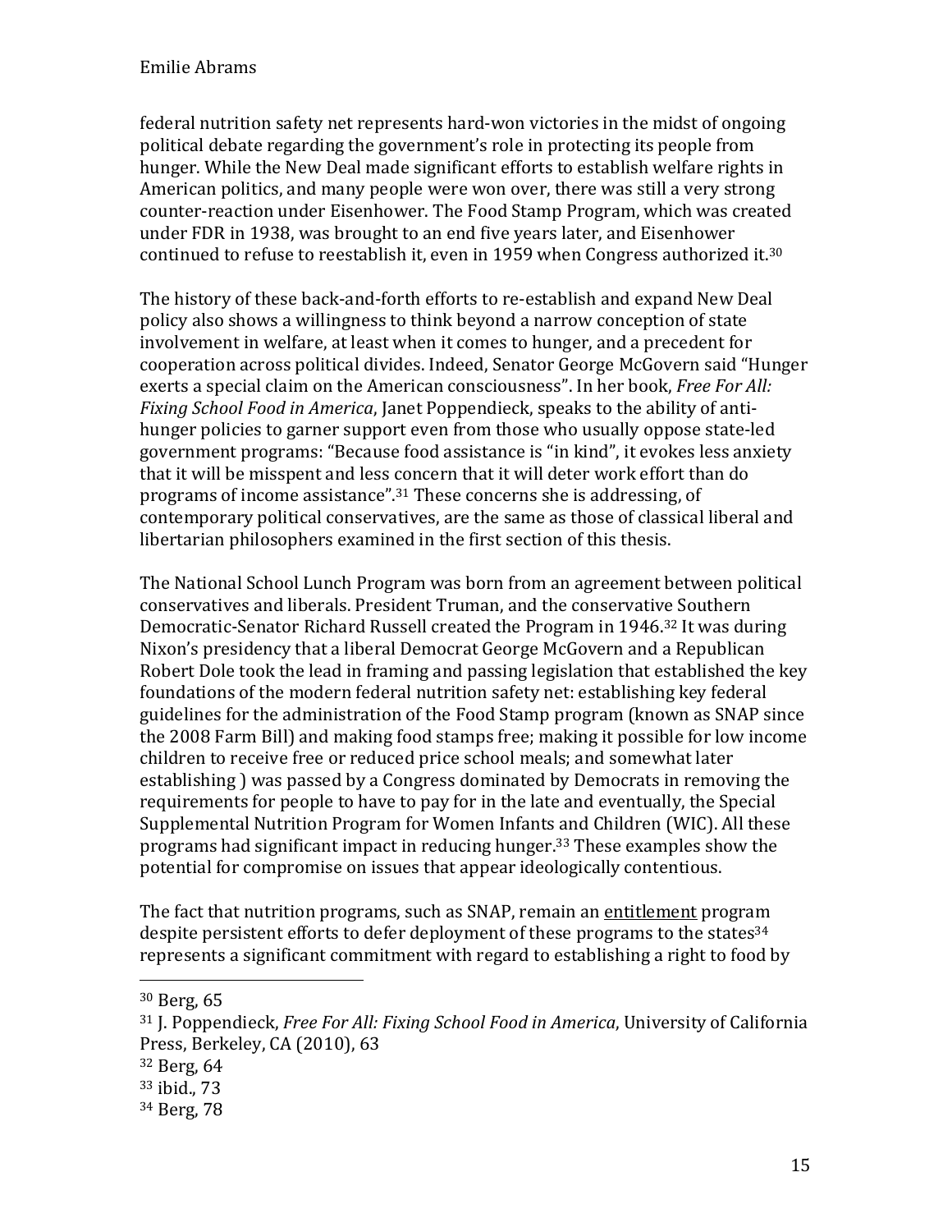federal nutrition safety net represents hard-won victories in the midst of ongoing political debate regarding the government's role in protecting its people from hunger. While the New Deal made significant efforts to establish welfare rights in American politics, and many people were won over, there was still a very strong counter-reaction under Eisenhower. The Food Stamp Program, which was created under FDR in 1938, was brought to an end five years later, and Eisenhower continued to refuse to reestablish it, even in 1959 when Congress authorized it.[30]

The history of these back-and-forth efforts to re-establish and expand New Deal policy also shows a willingness to think beyond a narrow conception of state involvement in welfare, at least when it comes to hunger, and a precedent for cooperation across political divides. Indeed, Senator George McGovern said "Hunger exerts a special claim on the American consciousness". In her book, *Free For All: Fixing School Food in America*, Janet Poppendieck, speaks to the ability of anti-hunger policies to garner support even from those who usually oppose state-led government programs: "Because food assistance is "in kind", it evokes less anxiety that it will be misspent and less concern that it will deter work effort than do programs of income assistance".[31] These concerns she is addressing, of contemporary political conservatives, are the same as those of classical liberal and libertarian philosophers examined in the first section of this thesis.

The National School Lunch Program was born from an agreement between political conservatives and liberals. President Truman, and the conservative Southern Democratic-Senator Richard Russell created the Program in 1946.[32] It was during Nixon's presidency that a liberal Democrat George McGovern and a Republican Robert Dole took the lead in framing and passing legislation that established the key foundations of the modern federal nutrition safety net: establishing key federal guidelines for the administration of the Food Stamp program (known as SNAP since the 2008 Farm Bill) and making food stamps free; making it possible for low income children to receive free or reduced price school meals; and somewhat later establishing ) was passed by a Congress dominated by Democrats in removing the requirements for people to have to pay for in the late and eventually, the Special Supplemental Nutrition Program for Women Infants and Children (WIC). All these programs had significant impact in reducing hunger.[33] These examples show the potential for compromise on issues that appear ideologically contentious.

The fact that nutrition programs, such as SNAP, remain an <u>entitlement</u> program despite persistent efforts to defer deployment of these programs to the states[34] represents a significant commitment with regard to establishing a right to food by

---

[30] Berg, 65

[31] J. Poppendieck, *Free For All: Fixing School Food in America*, University of California Press, Berkeley, CA (2010), 63

[32] Berg, 64

[33] ibid., 73

[34] Berg, 78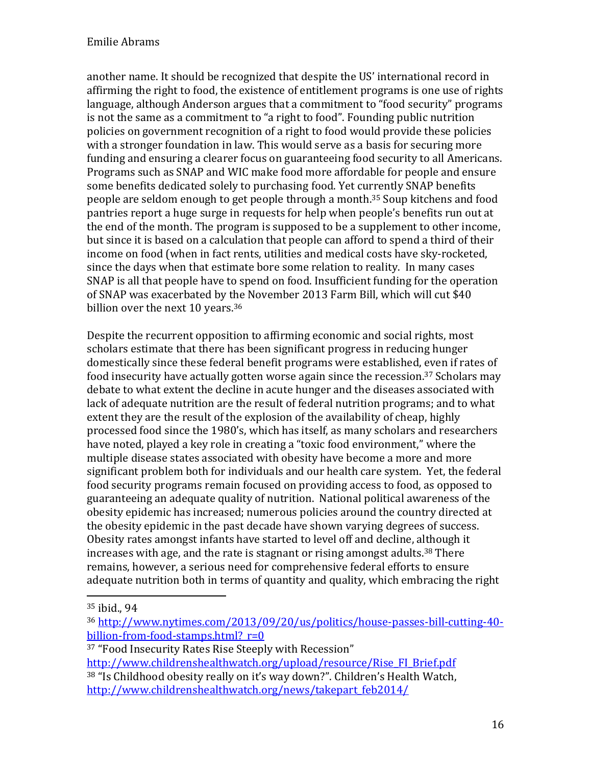another name. It should be recognized that despite the US' international record in affirming the right to food, the existence of entitlement programs is one use of rights language, although Anderson argues that a commitment to "food security" programs is not the same as a commitment to "a right to food". Founding public nutrition policies on government recognition of a right to food would provide these policies with a stronger foundation in law. This would serve as a basis for securing more funding and ensuring a clearer focus on guaranteeing food security to all Americans. Programs such as SNAP and WIC make food more affordable for people and ensure some benefits dedicated solely to purchasing food. Yet currently SNAP benefits people are seldom enough to get people through a month.[35] Soup kitchens and food pantries report a huge surge in requests for help when people's benefits run out at the end of the month. The program is supposed to be a supplement to other income, but since it is based on a calculation that people can afford to spend a third of their income on food (when in fact rents, utilities and medical costs have sky-rocketed, since the days when that estimate bore some relation to reality. In many cases SNAP is all that people have to spend on food. Insufficient funding for the operation of SNAP was exacerbated by the November 2013 Farm Bill, which will cut $40 billion over the next 10 years.[36]

Despite the recurrent opposition to affirming economic and social rights, most scholars estimate that there has been significant progress in reducing hunger domestically since these federal benefit programs were established, even if rates of food insecurity have actually gotten worse again since the recession.[37] Scholars may debate to what extent the decline in acute hunger and the diseases associated with lack of adequate nutrition are the result of federal nutrition programs; and to what extent they are the result of the explosion of the availability of cheap, highly processed food since the 1980's, which has itself, as many scholars and researchers have noted, played a key role in creating a "toxic food environment," where the multiple disease states associated with obesity have become a more and more significant problem both for individuals and our health care system. Yet, the federal food security programs remain focused on providing access to food, as opposed to guaranteeing an adequate quality of nutrition. National political awareness of the obesity epidemic has increased; numerous policies around the country directed at the obesity epidemic in the past decade have shown varying degrees of success. Obesity rates amongst infants have started to level off and decline, although it increases with age, and the rate is stagnant or rising amongst adults.[38] There remains, however, a serious need for comprehensive federal efforts to ensure adequate nutrition both in terms of quantity and quality, which embracing the right

---

[35] ibid., 94

[36] http://www.nytimes.com/2013/09/20/us/politics/house-passes-bill-cutting-40-billion-from-food-stamps.html?_r=0

[37] "Food Insecurity Rates Rise Steeply with Recession" http://www.childrenshealthwatch.org/upload/resource/Rise_FI_Brief.pdf

[38] "Is Childhood obesity really on it's way down?". Children's Health Watch, http://www.childrenshealthwatch.org/news/takepart_feb2014/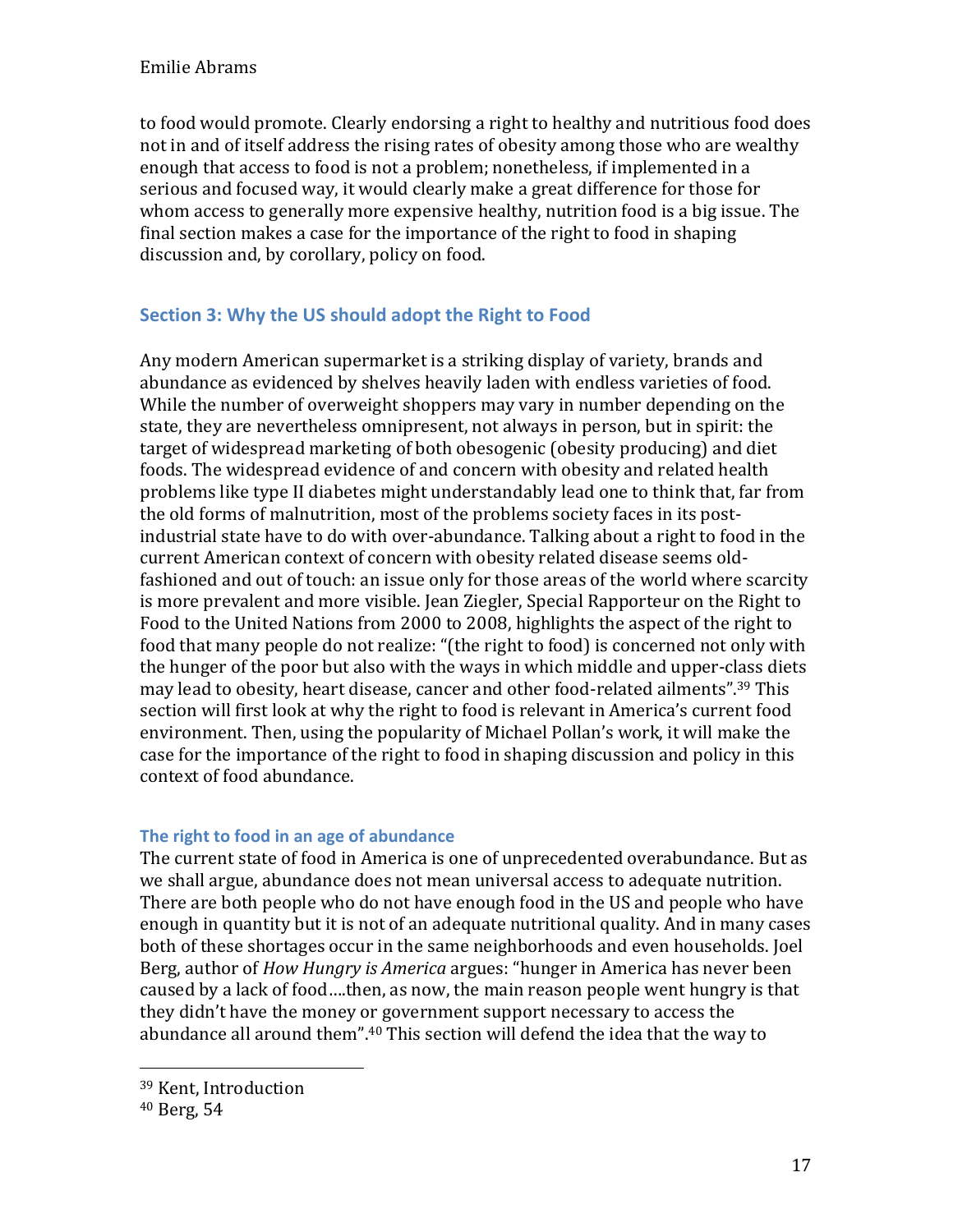to food would promote. Clearly endorsing a right to healthy and nutritious food does not in and of itself address the rising rates of obesity among those who are wealthy enough that access to food is not a problem; nonetheless, if implemented in a serious and focused way, it would clearly make a great difference for those for whom access to generally more expensive healthy, nutrition food is a big issue. The final section makes a case for the importance of the right to food in shaping discussion and, by corollary, policy on food.

## Section 3: Why the US should adopt the Right to Food

Any modern American supermarket is a striking display of variety, brands and abundance as evidenced by shelves heavily laden with endless varieties of food. While the number of overweight shoppers may vary in number depending on the state, they are nevertheless omnipresent, not always in person, but in spirit: the target of widespread marketing of both obesogenic (obesity producing) and diet foods. The widespread evidence of and concern with obesity and related health problems like type II diabetes might understandably lead one to think that, far from the old forms of malnutrition, most of the problems society faces in its post-industrial state have to do with over-abundance. Talking about a right to food in the current American context of concern with obesity related disease seems old-fashioned and out of touch: an issue only for those areas of the world where scarcity is more prevalent and more visible. Jean Ziegler, Special Rapporteur on the Right to Food to the United Nations from 2000 to 2008, highlights the aspect of the right to food that many people do not realize: "(the right to food) is concerned not only with the hunger of the poor but also with the ways in which middle and upper-class diets may lead to obesity, heart disease, cancer and other food-related ailments".[39] This section will first look at why the right to food is relevant in America's current food environment. Then, using the popularity of Michael Pollan's work, it will make the case for the importance of the right to food in shaping discussion and policy in this context of food abundance.

### The right to food in an age of abundance

The current state of food in America is one of unprecedented overabundance. But as we shall argue, abundance does not mean universal access to adequate nutrition. There are both people who do not have enough food in the US and people who have enough in quantity but it is not of an adequate nutritional quality. And in many cases both of these shortages occur in the same neighborhoods and even households. Joel Berg, author of *How Hungry is America* argues: "hunger in America has never been caused by a lack of food....then, as now, the main reason people went hungry is that they didn't have the money or government support necessary to access the abundance all around them".[40] This section will defend the idea that the way to

---

[39] Kent, Introduction

[40] Berg, 54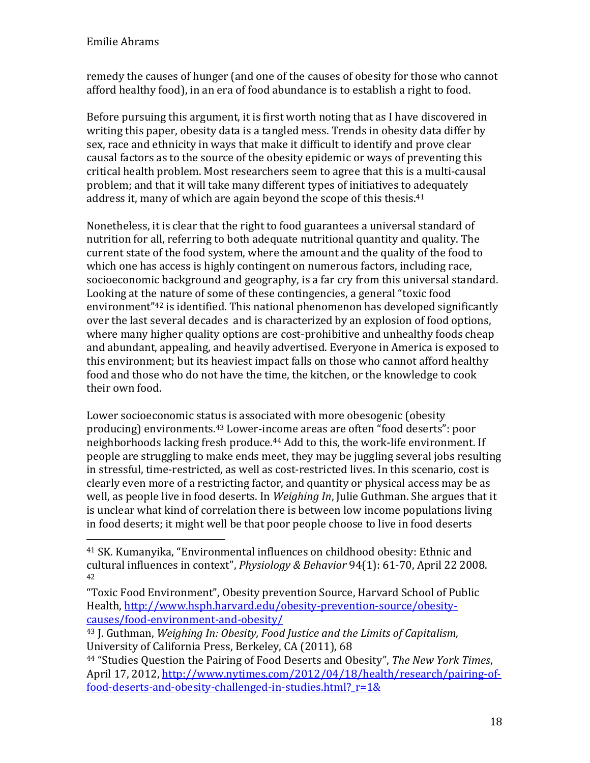remedy the causes of hunger (and one of the causes of obesity for those who cannot afford healthy food), in an era of food abundance is to establish a right to food.

Before pursuing this argument, it is first worth noting that as I have discovered in writing this paper, obesity data is a tangled mess. Trends in obesity data differ by sex, race and ethnicity in ways that make it difficult to identify and prove clear causal factors as to the source of the obesity epidemic or ways of preventing this critical health problem. Most researchers seem to agree that this is a multi-causal problem; and that it will take many different types of initiatives to adequately address it, many of which are again beyond the scope of this thesis.[41]

Nonetheless, it is clear that the right to food guarantees a universal standard of nutrition for all, referring to both adequate nutritional quantity and quality. The current state of the food system, where the amount and the quality of the food to which one has access is highly contingent on numerous factors, including race, socioeconomic background and geography, is a far cry from this universal standard. Looking at the nature of some of these contingencies, a general "toxic food environment"[42] is identified. This national phenomenon has developed significantly over the last several decades and is characterized by an explosion of food options, where many higher quality options are cost-prohibitive and unhealthy foods cheap and abundant, appealing, and heavily advertised. Everyone in America is exposed to this environment; but its heaviest impact falls on those who cannot afford healthy food and those who do not have the time, the kitchen, or the knowledge to cook their own food.

Lower socioeconomic status is associated with more obesogenic (obesity producing) environments.[43] Lower-income areas are often "food deserts": poor neighborhoods lacking fresh produce.[44] Add to this, the work-life environment. If people are struggling to make ends meet, they may be juggling several jobs resulting in stressful, time-restricted, as well as cost-restricted lives. In this scenario, cost is clearly even more of a restricting factor, and quantity or physical access may be as well, as people live in food deserts. In *Weighing In*, Julie Guthman. She argues that it is unclear what kind of correlation there is between low income populations living in food deserts; it might well be that poor people choose to live in food deserts

---

[41] SK. Kumanyika, "Environmental influences on childhood obesity: Ethnic and cultural influences in context", *Physiology & Behavior* 94(1): 61-70, April 22 2008.

[42] "Toxic Food Environment", Obesity prevention Source, Harvard School of Public Health, http://www.hsph.harvard.edu/obesity-prevention-source/obesity-causes/food-environment-and-obesity/

[43] J. Guthman, *Weighing In: Obesity, Food Justice and the Limits of Capitalism,* University of California Press, Berkeley, CA (2011), 68

[44] "Studies Question the Pairing of Food Deserts and Obesity", *The New York Times*, April 17, 2012, http://www.nytimes.com/2012/04/18/health/research/pairing-of-food-deserts-and-obesity-challenged-in-studies.html?_r=1&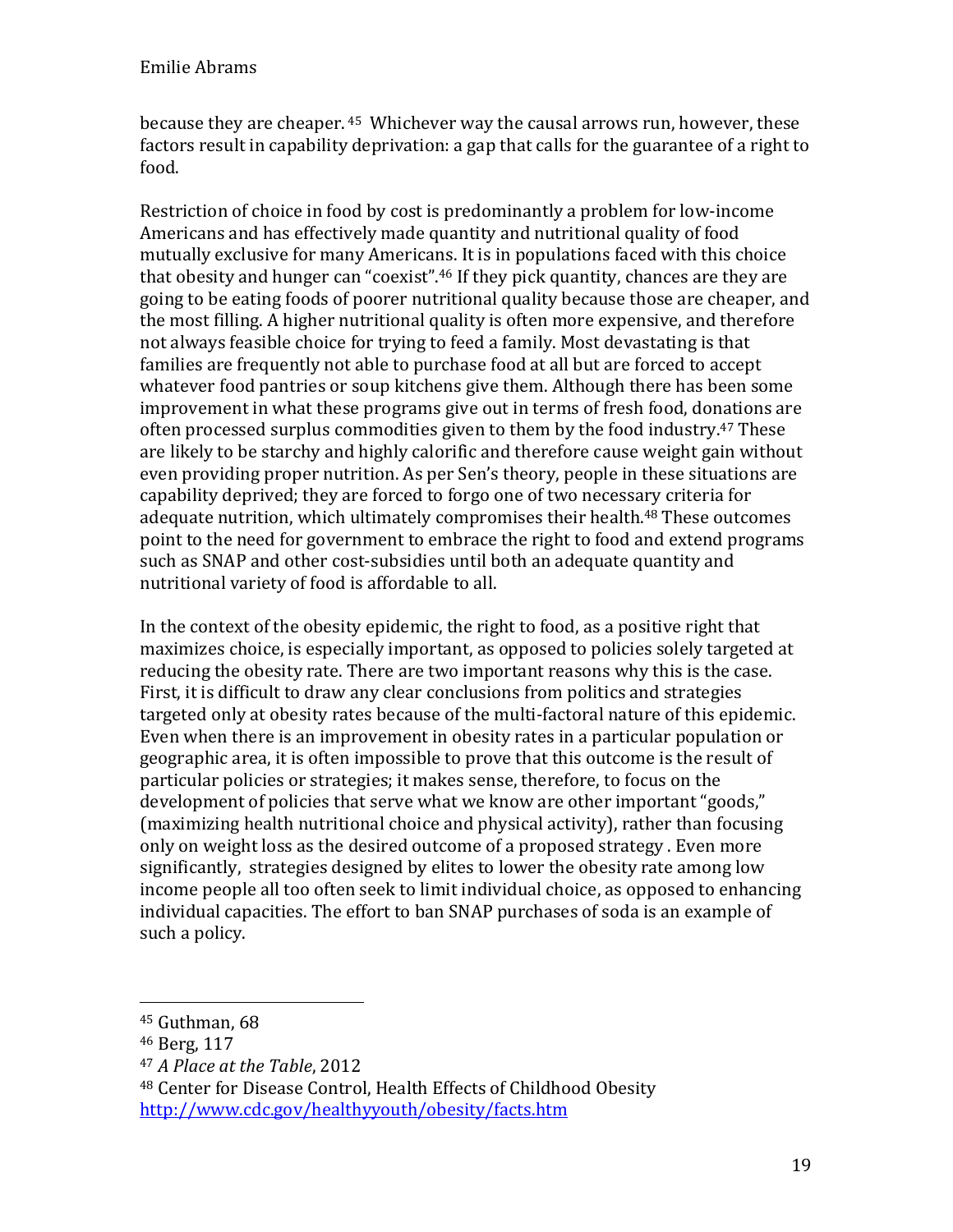because they are cheaper.[45] Whichever way the causal arrows run, however, these factors result in capability deprivation: a gap that calls for the guarantee of a right to food.

Restriction of choice in food by cost is predominantly a problem for low-income Americans and has effectively made quantity and nutritional quality of food mutually exclusive for many Americans. It is in populations faced with this choice that obesity and hunger can "coexist".[46] If they pick quantity, chances are they are going to be eating foods of poorer nutritional quality because those are cheaper, and the most filling. A higher nutritional quality is often more expensive, and therefore not always feasible choice for trying to feed a family. Most devastating is that families are frequently not able to purchase food at all but are forced to accept whatever food pantries or soup kitchens give them. Although there has been some improvement in what these programs give out in terms of fresh food, donations are often processed surplus commodities given to them by the food industry.[47] These are likely to be starchy and highly calorific and therefore cause weight gain without even providing proper nutrition. As per Sen's theory, people in these situations are capability deprived; they are forced to forgo one of two necessary criteria for adequate nutrition, which ultimately compromises their health.[48] These outcomes point to the need for government to embrace the right to food and extend programs such as SNAP and other cost-subsidies until both an adequate quantity and nutritional variety of food is affordable to all.

In the context of the obesity epidemic, the right to food, as a positive right that maximizes choice, is especially important, as opposed to policies solely targeted at reducing the obesity rate. There are two important reasons why this is the case. First, it is difficult to draw any clear conclusions from politics and strategies targeted only at obesity rates because of the multi-factoral nature of this epidemic. Even when there is an improvement in obesity rates in a particular population or geographic area, it is often impossible to prove that this outcome is the result of particular policies or strategies; it makes sense, therefore, to focus on the development of policies that serve what we know are other important "goods," (maximizing health nutritional choice and physical activity), rather than focusing only on weight loss as the desired outcome of a proposed strategy . Even more significantly, strategies designed by elites to lower the obesity rate among low income people all too often seek to limit individual choice, as opposed to enhancing individual capacities. The effort to ban SNAP purchases of soda is an example of such a policy.

---

[45] Guthman, 68

[46] Berg, 117

[47] *A Place at the Table*, 2012

[48] Center for Disease Control, Health Effects of Childhood Obesity http://www.cdc.gov/healthyyouth/obesity/facts.htm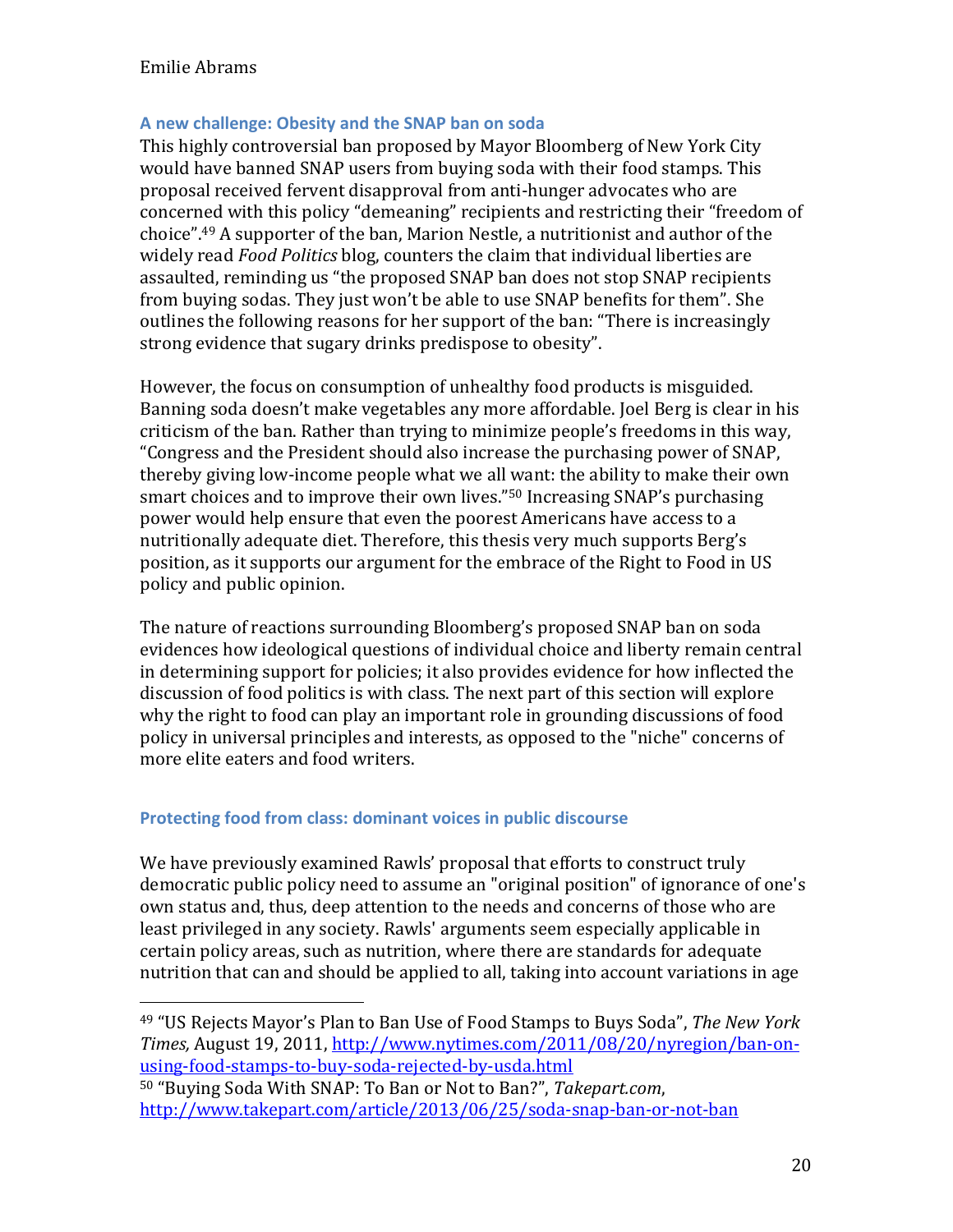### A new challenge: Obesity and the SNAP ban on soda

This highly controversial ban proposed by Mayor Bloomberg of New York City would have banned SNAP users from buying soda with their food stamps. This proposal received fervent disapproval from anti-hunger advocates who are concerned with this policy "demeaning" recipients and restricting their "freedom of choice".[49] A supporter of the ban, Marion Nestle, a nutritionist and author of the widely read *Food Politics* blog, counters the claim that individual liberties are assaulted, reminding us "the proposed SNAP ban does not stop SNAP recipients from buying sodas. They just won't be able to use SNAP benefits for them". She outlines the following reasons for her support of the ban: "There is increasingly strong evidence that sugary drinks predispose to obesity".

However, the focus on consumption of unhealthy food products is misguided. Banning soda doesn't make vegetables any more affordable. Joel Berg is clear in his criticism of the ban. Rather than trying to minimize people's freedoms in this way, "Congress and the President should also increase the purchasing power of SNAP, thereby giving low-income people what we all want: the ability to make their own smart choices and to improve their own lives."[50] Increasing SNAP's purchasing power would help ensure that even the poorest Americans have access to a nutritionally adequate diet. Therefore, this thesis very much supports Berg's position, as it supports our argument for the embrace of the Right to Food in US policy and public opinion.

The nature of reactions surrounding Bloomberg's proposed SNAP ban on soda evidences how ideological questions of individual choice and liberty remain central in determining support for policies; it also provides evidence for how inflected the discussion of food politics is with class. The next part of this section will explore why the right to food can play an important role in grounding discussions of food policy in universal principles and interests, as opposed to the "niche" concerns of more elite eaters and food writers.

### Protecting food from class: dominant voices in public discourse

We have previously examined Rawls' proposal that efforts to construct truly democratic public policy need to assume an "original position" of ignorance of one's own status and, thus, deep attention to the needs and concerns of those who are least privileged in any society. Rawls' arguments seem especially applicable in certain policy areas, such as nutrition, where there are standards for adequate nutrition that can and should be applied to all, taking into account variations in age

---

[49] "US Rejects Mayor's Plan to Ban Use of Food Stamps to Buys Soda", *The New York Times,* August 19, 2011, http://www.nytimes.com/2011/08/20/nyregion/ban-on-using-food-stamps-to-buy-soda-rejected-by-usda.html

[50] "Buying Soda With SNAP: To Ban or Not to Ban?", *Takepart.com*, http://www.takepart.com/article/2013/06/25/soda-snap-ban-or-not-ban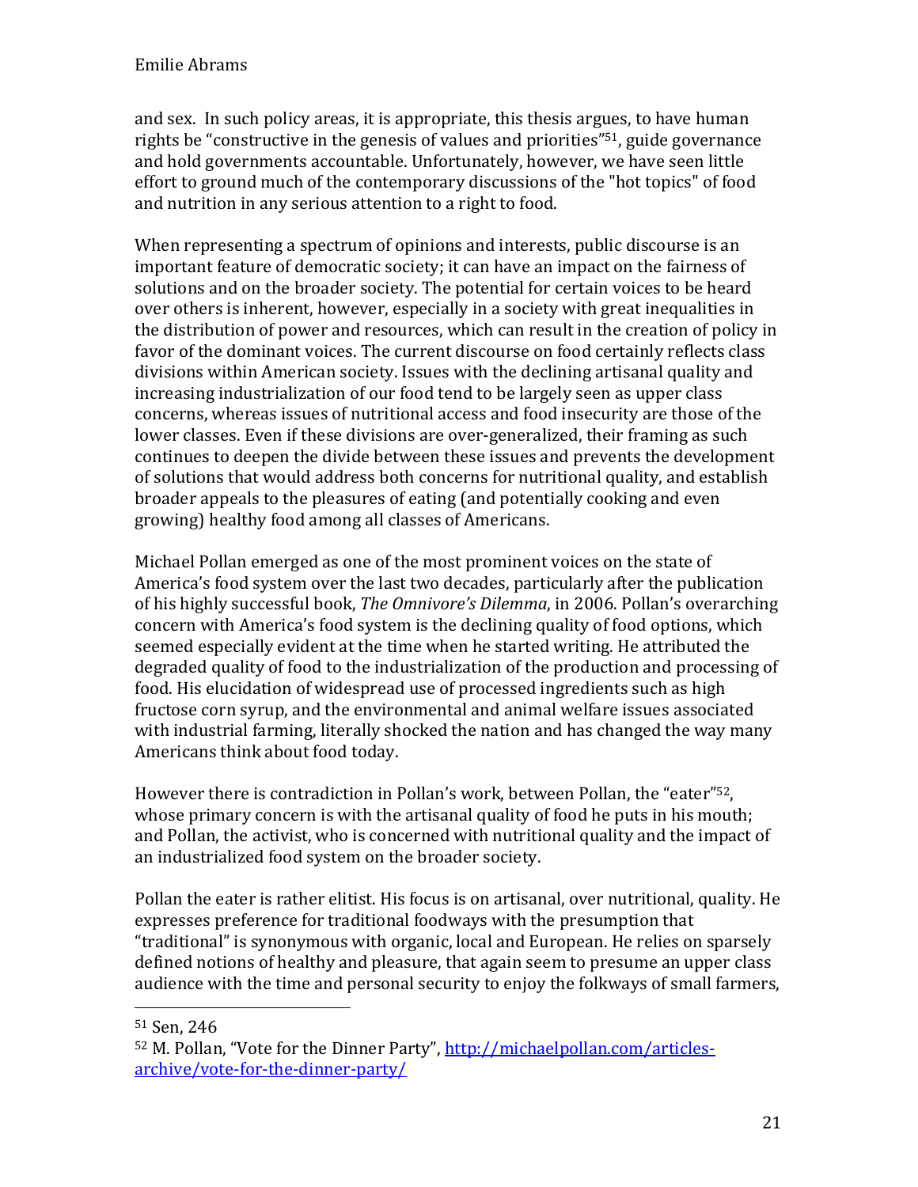and sex. In such policy areas, it is appropriate, this thesis argues, to have human rights be "constructive in the genesis of values and priorities"[51], guide governance and hold governments accountable. Unfortunately, however, we have seen little effort to ground much of the contemporary discussions of the "hot topics" of food and nutrition in any serious attention to a right to food.

When representing a spectrum of opinions and interests, public discourse is an important feature of democratic society; it can have an impact on the fairness of solutions and on the broader society. The potential for certain voices to be heard over others is inherent, however, especially in a society with great inequalities in the distribution of power and resources, which can result in the creation of policy in favor of the dominant voices. The current discourse on food certainly reflects class divisions within American society. Issues with the declining artisanal quality and increasing industrialization of our food tend to be largely seen as upper class concerns, whereas issues of nutritional access and food insecurity are those of the lower classes. Even if these divisions are over-generalized, their framing as such continues to deepen the divide between these issues and prevents the development of solutions that would address both concerns for nutritional quality, and establish broader appeals to the pleasures of eating (and potentially cooking and even growing) healthy food among all classes of Americans.

Michael Pollan emerged as one of the most prominent voices on the state of America's food system over the last two decades, particularly after the publication of his highly successful book, *The Omnivore's Dilemma*, in 2006. Pollan's overarching concern with America's food system is the declining quality of food options, which seemed especially evident at the time when he started writing. He attributed the degraded quality of food to the industrialization of the production and processing of food. His elucidation of widespread use of processed ingredients such as high fructose corn syrup, and the environmental and animal welfare issues associated with industrial farming, literally shocked the nation and has changed the way many Americans think about food today.

However there is contradiction in Pollan's work, between Pollan, the "eater"[52], whose primary concern is with the artisanal quality of food he puts in his mouth; and Pollan, the activist, who is concerned with nutritional quality and the impact of an industrialized food system on the broader society.

Pollan the eater is rather elitist. His focus is on artisanal, over nutritional, quality. He expresses preference for traditional foodways with the presumption that "traditional" is synonymous with organic, local and European. He relies on sparsely defined notions of healthy and pleasure, that again seem to presume an upper class audience with the time and personal security to enjoy the folkways of small farmers,

---

[51] Sen, 246

[52] M. Pollan, "Vote for the Dinner Party", http://michaelpollan.com/articles-archive/vote-for-the-dinner-party/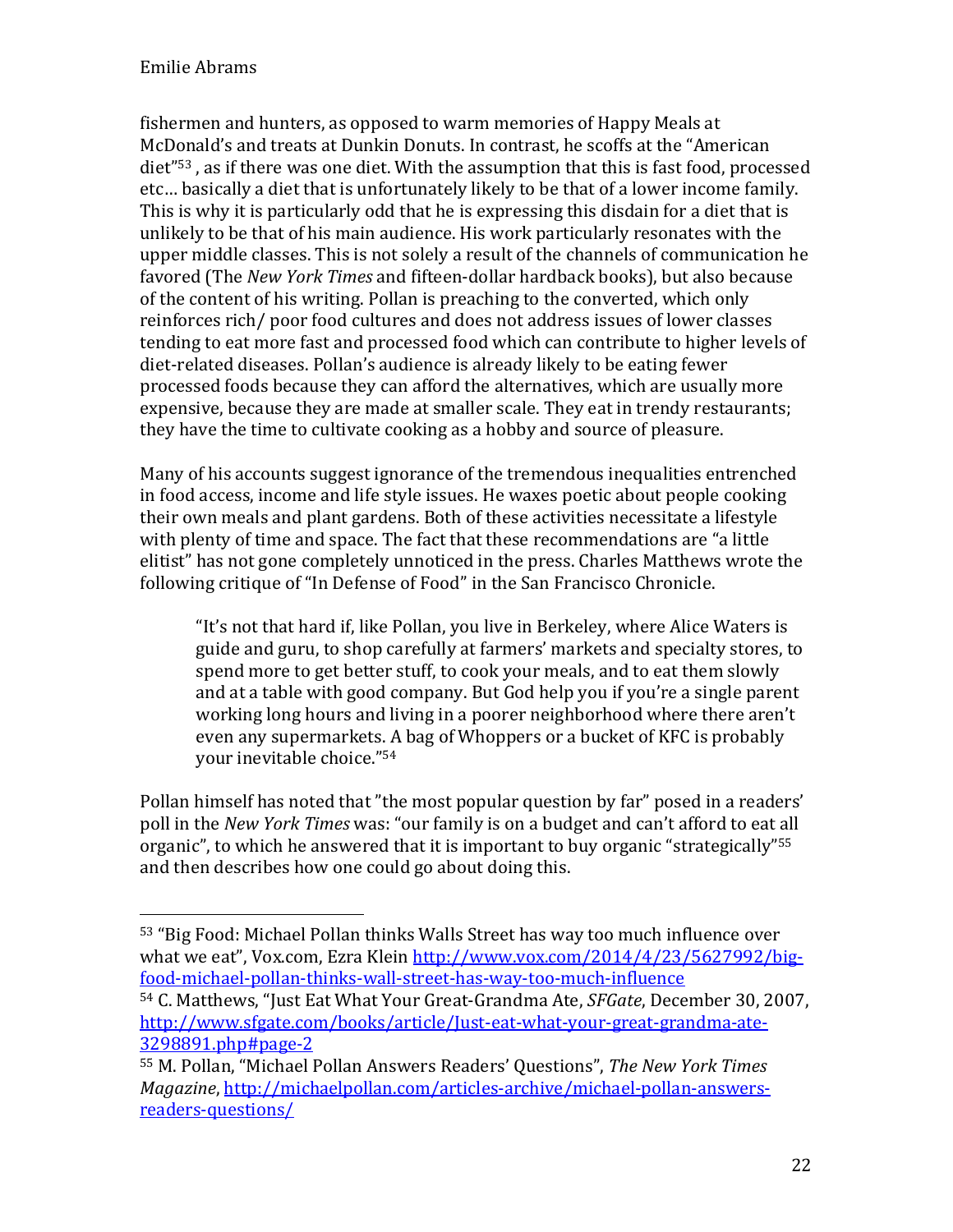fishermen and hunters, as opposed to warm memories of Happy Meals at McDonald's and treats at Dunkin Donuts. In contrast, he scoffs at the "American diet"[53] , as if there was one diet. With the assumption that this is fast food, processed etc… basically a diet that is unfortunately likely to be that of a lower income family. This is why it is particularly odd that he is expressing this disdain for a diet that is unlikely to be that of his main audience. His work particularly resonates with the upper middle classes. This is not solely a result of the channels of communication he favored (The *New York Times* and fifteen-dollar hardback books), but also because of the content of his writing. Pollan is preaching to the converted, which only reinforces rich/ poor food cultures and does not address issues of lower classes tending to eat more fast and processed food which can contribute to higher levels of diet-related diseases. Pollan's audience is already likely to be eating fewer processed foods because they can afford the alternatives, which are usually more expensive, because they are made at smaller scale. They eat in trendy restaurants; they have the time to cultivate cooking as a hobby and source of pleasure.

Many of his accounts suggest ignorance of the tremendous inequalities entrenched in food access, income and life style issues. He waxes poetic about people cooking their own meals and plant gardens. Both of these activities necessitate a lifestyle with plenty of time and space. The fact that these recommendations are "a little elitist" has not gone completely unnoticed in the press. Charles Matthews wrote the following critique of "In Defense of Food" in the San Francisco Chronicle.

> "It's not that hard if, like Pollan, you live in Berkeley, where Alice Waters is guide and guru, to shop carefully at farmers' markets and specialty stores, to spend more to get better stuff, to cook your meals, and to eat them slowly and at a table with good company. But God help you if you're a single parent working long hours and living in a poorer neighborhood where there aren't even any supermarkets. A bag of Whoppers or a bucket of KFC is probably your inevitable choice."[54]

Pollan himself has noted that "the most popular question by far" posed in a readers' poll in the *New York Times* was: "our family is on a budget and can't afford to eat all organic", to which he answered that it is important to buy organic "strategically"[55] and then describes how one could go about doing this.

---

[53] "Big Food: Michael Pollan thinks Walls Street has way too much influence over what we eat", Vox.com, Ezra Klein http://www.vox.com/2014/4/23/5627992/big-food-michael-pollan-thinks-wall-street-has-way-too-much-influence

[54] C. Matthews, "Just Eat What Your Great-Grandma Ate, *SFGate*, December 30, 2007, http://www.sfgate.com/books/article/Just-eat-what-your-great-grandma-ate-3298891.php#page-2

[55] M. Pollan, "Michael Pollan Answers Readers' Questions", *The New York Times Magazine*, http://michaelpollan.com/articles-archive/michael-pollan-answers-readers-questions/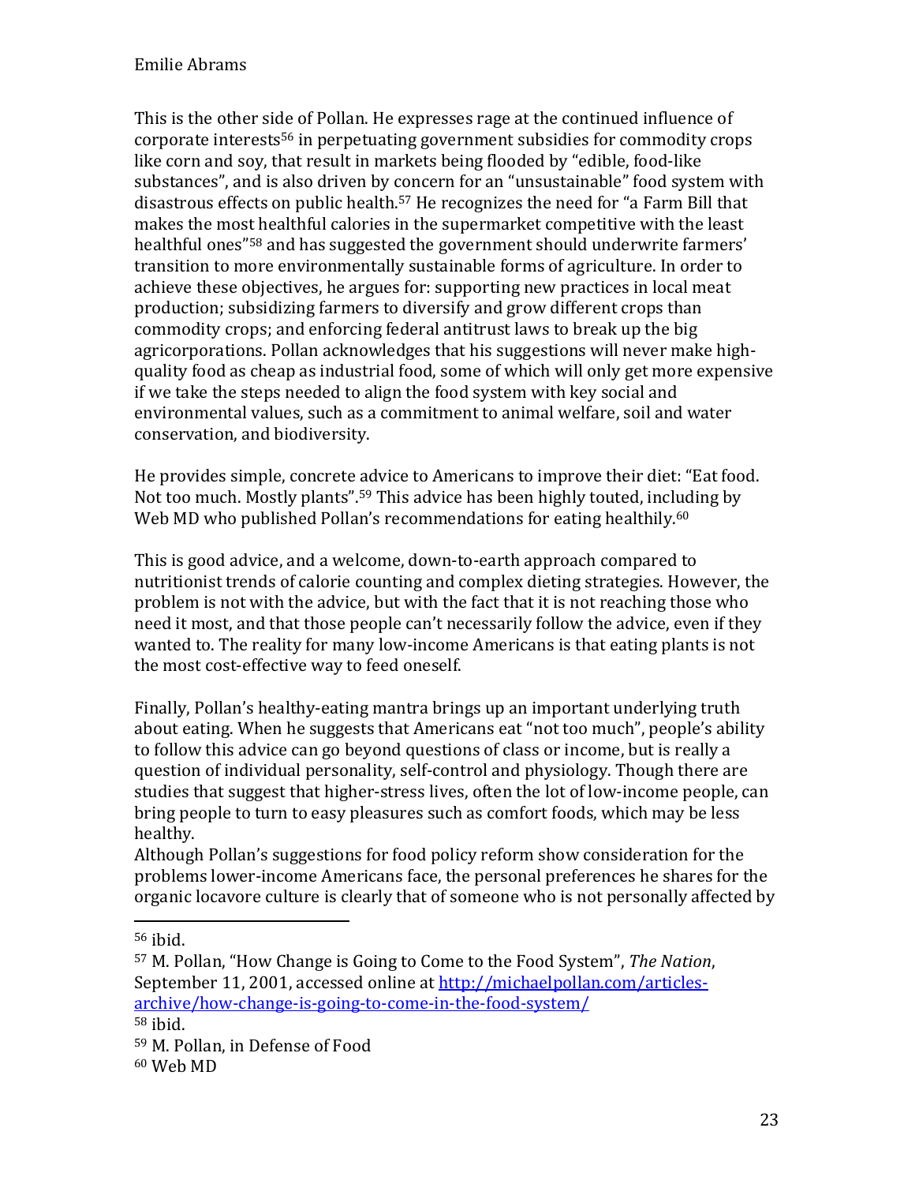This is the other side of Pollan. He expresses rage at the continued influence of corporate interests[56] in perpetuating government subsidies for commodity crops like corn and soy, that result in markets being flooded by "edible, food-like substances", and is also driven by concern for an "unsustainable" food system with disastrous effects on public health.[57] He recognizes the need for "a Farm Bill that makes the most healthful calories in the supermarket competitive with the least healthful ones"[58] and has suggested the government should underwrite farmers' transition to more environmentally sustainable forms of agriculture. In order to achieve these objectives, he argues for: supporting new practices in local meat production; subsidizing farmers to diversify and grow different crops than commodity crops; and enforcing federal antitrust laws to break up the big agricorporations. Pollan acknowledges that his suggestions will never make high-quality food as cheap as industrial food, some of which will only get more expensive if we take the steps needed to align the food system with key social and environmental values, such as a commitment to animal welfare, soil and water conservation, and biodiversity.

He provides simple, concrete advice to Americans to improve their diet: "Eat food. Not too much. Mostly plants".[59] This advice has been highly touted, including by Web MD who published Pollan's recommendations for eating healthily.[60]

This is good advice, and a welcome, down-to-earth approach compared to nutritionist trends of calorie counting and complex dieting strategies. However, the problem is not with the advice, but with the fact that it is not reaching those who need it most, and that those people can't necessarily follow the advice, even if they wanted to. The reality for many low-income Americans is that eating plants is not the most cost-effective way to feed oneself.

Finally, Pollan's healthy-eating mantra brings up an important underlying truth about eating. When he suggests that Americans eat "not too much", people's ability to follow this advice can go beyond questions of class or income, but is really a question of individual personality, self-control and physiology. Though there are studies that suggest that higher-stress lives, often the lot of low-income people, can bring people to turn to easy pleasures such as comfort foods, which may be less healthy.

Although Pollan's suggestions for food policy reform show consideration for the problems lower-income Americans face, the personal preferences he shares for the organic locavore culture is clearly that of someone who is not personally affected by

---

[56] ibid.

[57] M. Pollan, "How Change is Going to Come to the Food System", *The Nation*, September 11, 2001, accessed online at http://michaelpollan.com/articles-archive/how-change-is-going-to-come-in-the-food-system/

[58] ibid.

[59] M. Pollan, in Defense of Food

[60] Web MD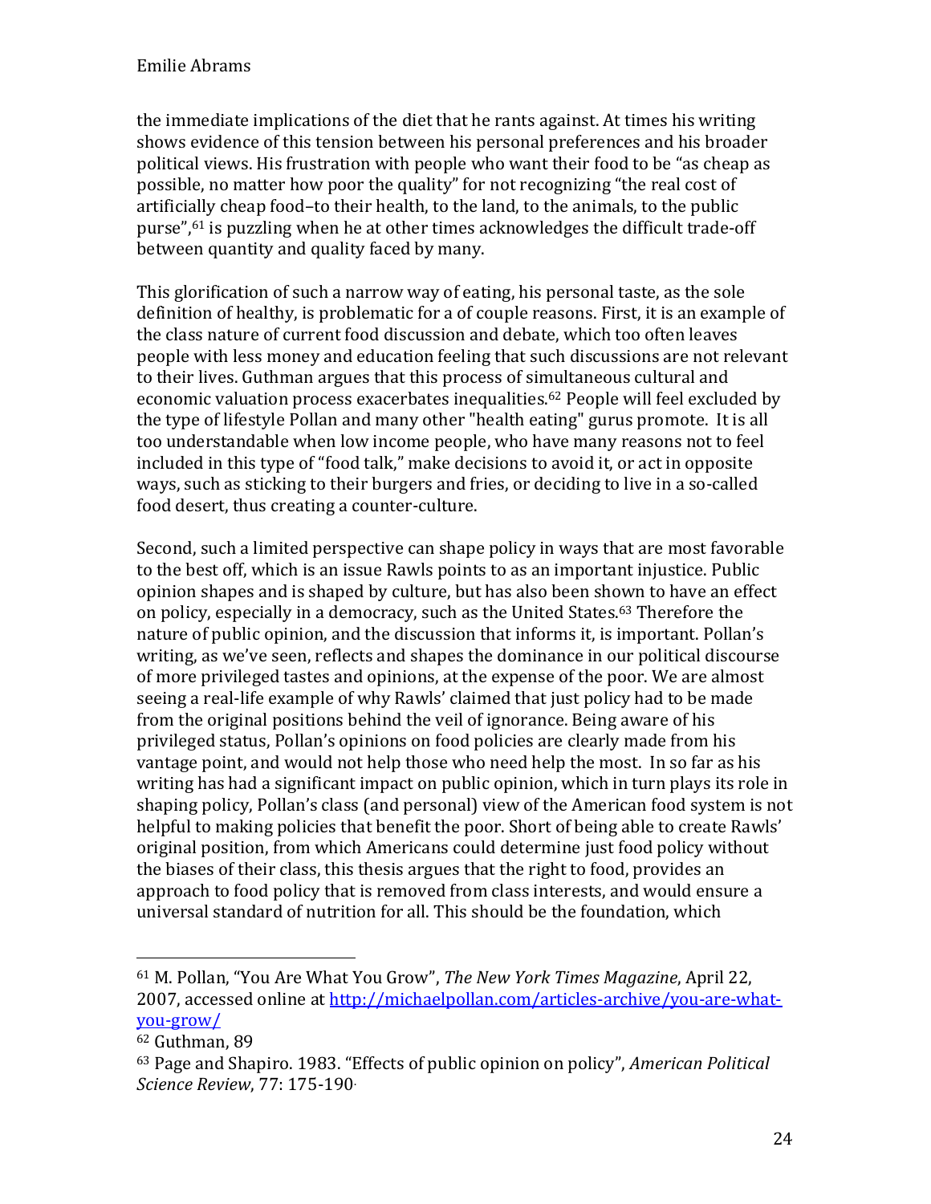the immediate implications of the diet that he rants against. At times his writing shows evidence of this tension between his personal preferences and his broader political views. His frustration with people who want their food to be "as cheap as possible, no matter how poor the quality" for not recognizing "the real cost of artificially cheap food–to their health, to the land, to the animals, to the public purse",[61] is puzzling when he at other times acknowledges the difficult trade-off between quantity and quality faced by many.

This glorification of such a narrow way of eating, his personal taste, as the sole definition of healthy, is problematic for a of couple reasons. First, it is an example of the class nature of current food discussion and debate, which too often leaves people with less money and education feeling that such discussions are not relevant to their lives. Guthman argues that this process of simultaneous cultural and economic valuation process exacerbates inequalities.[62] People will feel excluded by the type of lifestyle Pollan and many other "health eating" gurus promote. It is all too understandable when low income people, who have many reasons not to feel included in this type of "food talk," make decisions to avoid it, or act in opposite ways, such as sticking to their burgers and fries, or deciding to live in a so-called food desert, thus creating a counter-culture.

Second, such a limited perspective can shape policy in ways that are most favorable to the best off, which is an issue Rawls points to as an important injustice. Public opinion shapes and is shaped by culture, but has also been shown to have an effect on policy, especially in a democracy, such as the United States.[63] Therefore the nature of public opinion, and the discussion that informs it, is important. Pollan's writing, as we've seen, reflects and shapes the dominance in our political discourse of more privileged tastes and opinions, at the expense of the poor. We are almost seeing a real-life example of why Rawls' claimed that just policy had to be made from the original positions behind the veil of ignorance. Being aware of his privileged status, Pollan's opinions on food policies are clearly made from his vantage point, and would not help those who need help the most. In so far as his writing has had a significant impact on public opinion, which in turn plays its role in shaping policy, Pollan's class (and personal) view of the American food system is not helpful to making policies that benefit the poor. Short of being able to create Rawls' original position, from which Americans could determine just food policy without the biases of their class, this thesis argues that the right to food, provides an approach to food policy that is removed from class interests, and would ensure a universal standard of nutrition for all. This should be the foundation, which

---

[61] M. Pollan, "You Are What You Grow", *The New York Times Magazine*, April 22, 2007, accessed online at http://michaelpollan.com/articles-archive/you-are-what-you-grow/

[62] Guthman, 89

[63] Page and Shapiro. 1983. "Effects of public opinion on policy", *American Political Science Review*, 77: 175-190.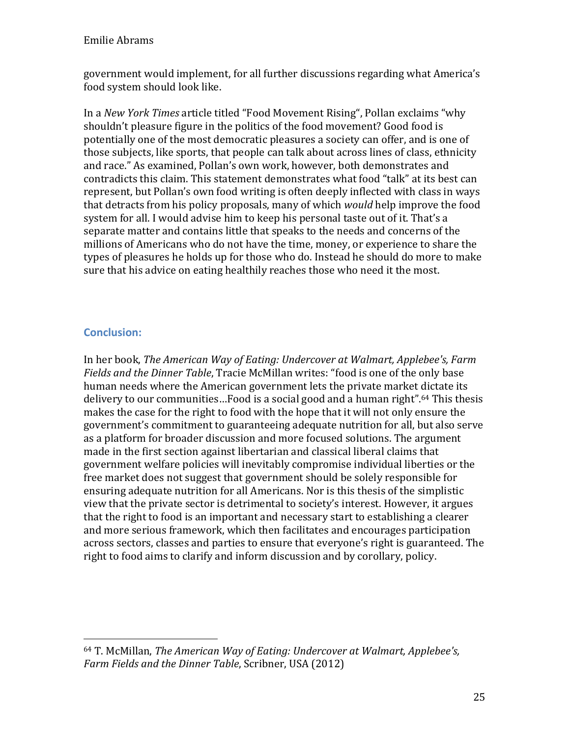government would implement, for all further discussions regarding what America's food system should look like.

In a *New York Times* article titled "Food Movement Rising", Pollan exclaims "why shouldn't pleasure figure in the politics of the food movement? Good food is potentially one of the most democratic pleasures a society can offer, and is one of those subjects, like sports, that people can talk about across lines of class, ethnicity and race." As examined, Pollan's own work, however, both demonstrates and contradicts this claim. This statement demonstrates what food "talk" at its best can represent, but Pollan's own food writing is often deeply inflected with class in ways that detracts from his policy proposals, many of which *would* help improve the food system for all. I would advise him to keep his personal taste out of it. That's a separate matter and contains little that speaks to the needs and concerns of the millions of Americans who do not have the time, money, or experience to share the types of pleasures he holds up for those who do. Instead he should do more to make sure that his advice on eating healthily reaches those who need it the most.

## Conclusion:

In her book, *The American Way of Eating: Undercover at Walmart, Applebee's, Farm Fields and the Dinner Table*, Tracie McMillan writes: "food is one of the only base human needs where the American government lets the private market dictate its delivery to our communities…Food is a social good and a human right".[64] This thesis makes the case for the right to food with the hope that it will not only ensure the government's commitment to guaranteeing adequate nutrition for all, but also serve as a platform for broader discussion and more focused solutions. The argument made in the first section against libertarian and classical liberal claims that government welfare policies will inevitably compromise individual liberties or the free market does not suggest that government should be solely responsible for ensuring adequate nutrition for all Americans. Nor is this thesis of the simplistic view that the private sector is detrimental to society's interest. However, it argues that the right to food is an important and necessary start to establishing a clearer and more serious framework, which then facilitates and encourages participation across sectors, classes and parties to ensure that everyone's right is guaranteed. The right to food aims to clarify and inform discussion and by corollary, policy.

---

[64] T. McMillan, *The American Way of Eating: Undercover at Walmart, Applebee's, Farm Fields and the Dinner Table*, Scribner, USA (2012)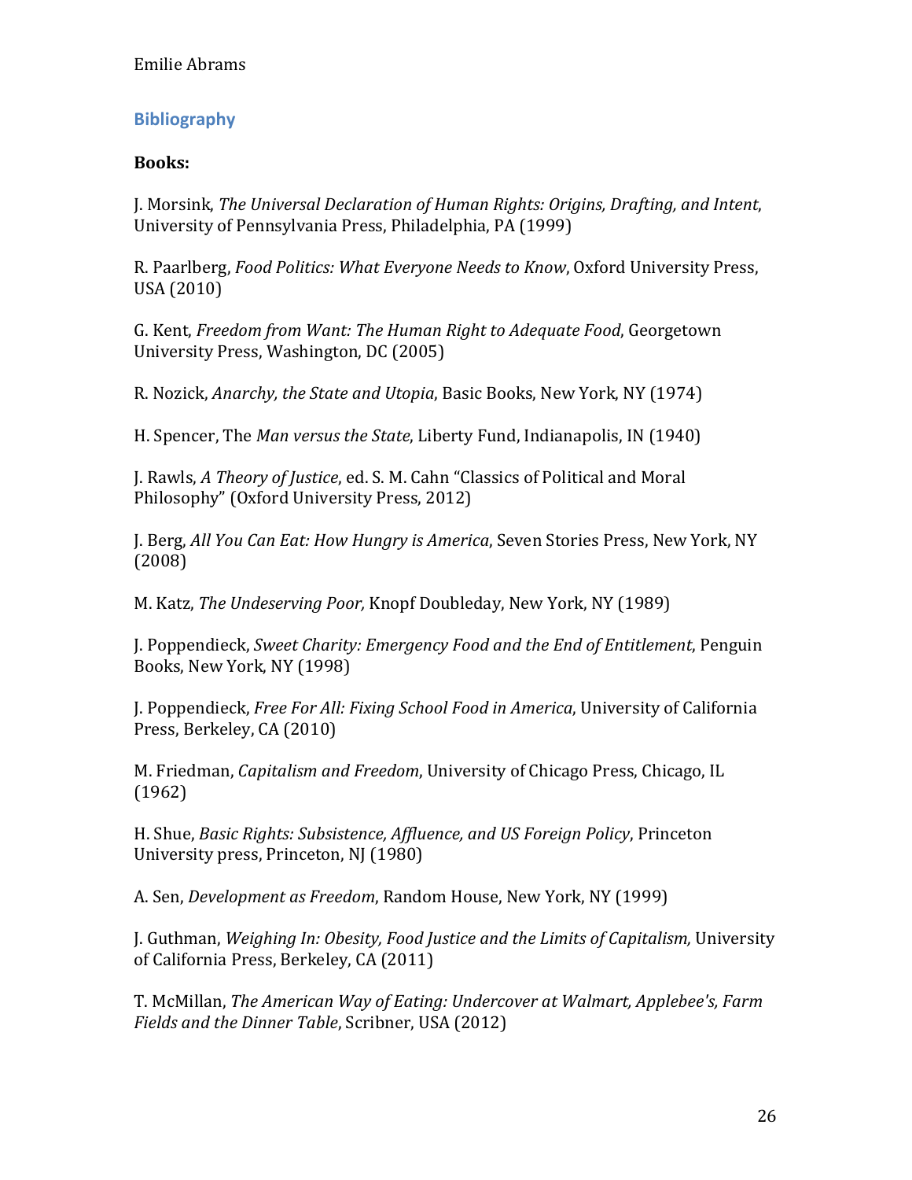## Bibliography

**Books:**

J. Morsink, *The Universal Declaration of Human Rights: Origins, Drafting, and Intent*, University of Pennsylvania Press, Philadelphia, PA (1999)

R. Paarlberg, *Food Politics: What Everyone Needs to Know*, Oxford University Press, USA (2010)

G. Kent, *Freedom from Want: The Human Right to Adequate Food*, Georgetown University Press, Washington, DC (2005)

R. Nozick, *Anarchy, the State and Utopia*, Basic Books, New York, NY (1974)

H. Spencer, The *Man versus the State*, Liberty Fund, Indianapolis, IN (1940)

J. Rawls, *A Theory of Justice*, ed. S. M. Cahn "Classics of Political and Moral Philosophy" (Oxford University Press, 2012)

J. Berg, *All You Can Eat: How Hungry is America*, Seven Stories Press, New York, NY (2008)

M. Katz, *The Undeserving Poor,* Knopf Doubleday, New York, NY (1989)

J. Poppendieck, *Sweet Charity: Emergency Food and the End of Entitlement*, Penguin Books, New York, NY (1998)

J. Poppendieck, *Free For All: Fixing School Food in America*, University of California Press, Berkeley, CA (2010)

M. Friedman, *Capitalism and Freedom*, University of Chicago Press, Chicago, IL (1962)

H. Shue, *Basic Rights: Subsistence, Affluence, and US Foreign Policy*, Princeton University press, Princeton, NJ (1980)

A. Sen, *Development as Freedom*, Random House, New York, NY (1999)

J. Guthman, *Weighing In: Obesity, Food Justice and the Limits of Capitalism,* University of California Press, Berkeley, CA (2011)

T. McMillan, *The American Way of Eating: Undercover at Walmart, Applebee's, Farm Fields and the Dinner Table*, Scribner, USA (2012)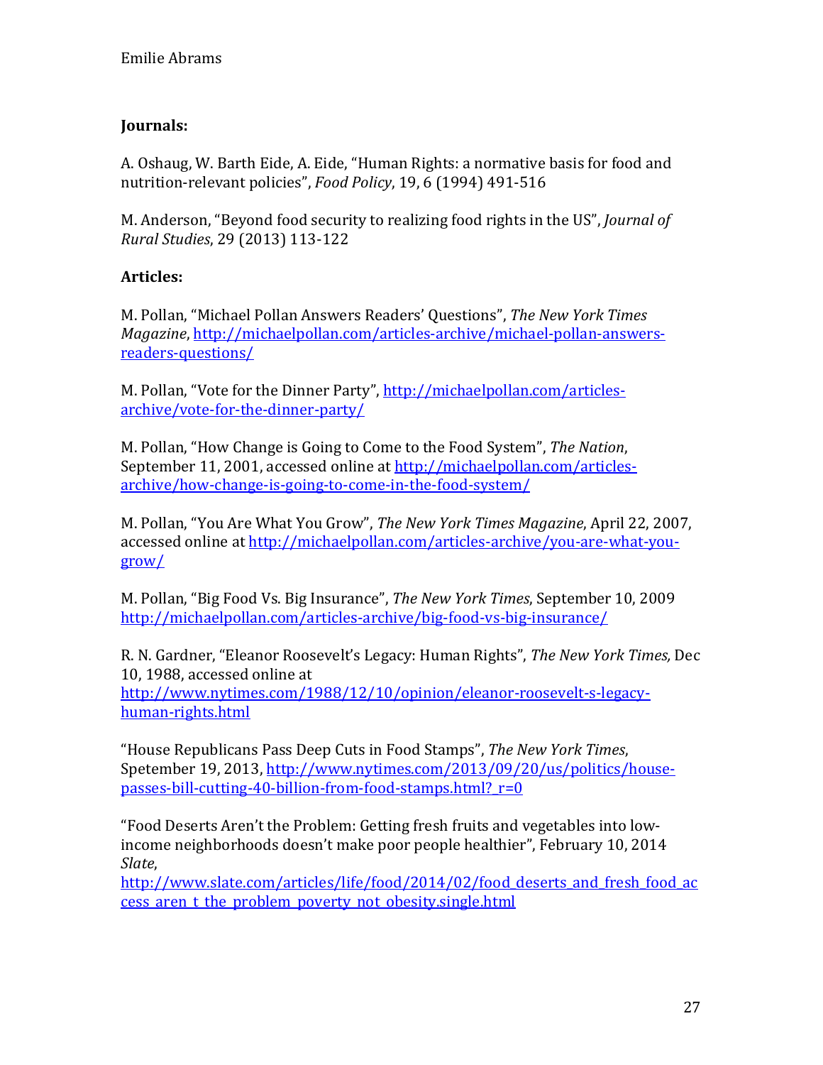**Journals:**

A. Oshaug, W. Barth Eide, A. Eide, "Human Rights: a normative basis for food and nutrition-relevant policies", *Food Policy*, 19, 6 (1994) 491-516

M. Anderson, "Beyond food security to realizing food rights in the US", *Journal of Rural Studies*, 29 (2013) 113-122

**Articles:**

M. Pollan, "Michael Pollan Answers Readers' Questions", *The New York Times Magazine*, http://michaelpollan.com/articles-archive/michael-pollan-answers-readers-questions/

M. Pollan, "Vote for the Dinner Party", http://michaelpollan.com/articles-archive/vote-for-the-dinner-party/

M. Pollan, "How Change is Going to Come to the Food System", *The Nation*, September 11, 2001, accessed online at http://michaelpollan.com/articles-archive/how-change-is-going-to-come-in-the-food-system/

M. Pollan, "You Are What You Grow", *The New York Times Magazine*, April 22, 2007, accessed online at http://michaelpollan.com/articles-archive/you-are-what-you-grow/

M. Pollan, "Big Food Vs. Big Insurance", *The New York Times*, September 10, 2009 http://michaelpollan.com/articles-archive/big-food-vs-big-insurance/

R. N. Gardner, "Eleanor Roosevelt's Legacy: Human Rights", *The New York Times,* Dec 10, 1988, accessed online at http://www.nytimes.com/1988/12/10/opinion/eleanor-roosevelt-s-legacy-human-rights.html

"House Republicans Pass Deep Cuts in Food Stamps", *The New York Times*, Spetember 19, 2013, http://www.nytimes.com/2013/09/20/us/politics/house-passes-bill-cutting-40-billion-from-food-stamps.html?_r=0

"Food Deserts Aren't the Problem: Getting fresh fruits and vegetables into low-income neighborhoods doesn't make poor people healthier", February 10, 2014 *Slate*, http://www.slate.com/articles/life/food/2014/02/food_deserts_and_fresh_food_access_aren_t_the_problem_poverty_not_obesity.single.html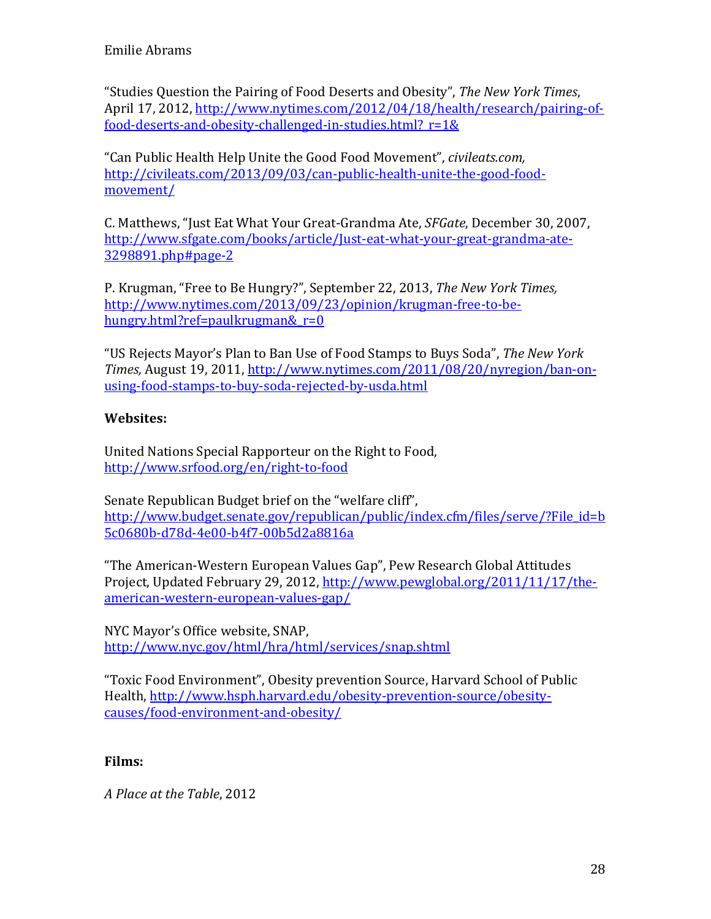"Studies Question the Pairing of Food Deserts and Obesity", *The New York Times*, April 17, 2012, http://www.nytimes.com/2012/04/18/health/research/pairing-of-food-deserts-and-obesity-challenged-in-studies.html?_r=1&

"Can Public Health Help Unite the Good Food Movement", *civileats.com*, http://civileats.com/2013/09/03/can-public-health-unite-the-good-food-movement/

C. Matthews, "Just Eat What Your Great-Grandma Ate, *SFGate*, December 30, 2007, http://www.sfgate.com/books/article/Just-eat-what-your-great-grandma-ate-3298891.php#page-2

P. Krugman, "Free to Be Hungry?", September 22, 2013, *The New York Times,* http://www.nytimes.com/2013/09/23/opinion/krugman-free-to-be-hungry.html?ref=paulkrugman&_r=0

"US Rejects Mayor's Plan to Ban Use of Food Stamps to Buys Soda", *The New York Times,* August 19, 2011, http://www.nytimes.com/2011/08/20/nyregion/ban-on-using-food-stamps-to-buy-soda-rejected-by-usda.html

**Websites:**

United Nations Special Rapporteur on the Right to Food, http://www.srfood.org/en/right-to-food

Senate Republican Budget brief on the "welfare cliff", http://www.budget.senate.gov/republican/public/index.cfm/files/serve/?File_id=b5c0680b-d78d-4e00-b4f7-00b5d2a8816a

"The American-Western European Values Gap", Pew Research Global Attitudes Project, Updated February 29, 2012, http://www.pewglobal.org/2011/11/17/the-american-western-european-values-gap/

NYC Mayor's Office website, SNAP, http://www.nyc.gov/html/hra/html/services/snap.shtml

"Toxic Food Environment", Obesity prevention Source, Harvard School of Public Health, http://www.hsph.harvard.edu/obesity-prevention-source/obesity-causes/food-environment-and-obesity/

**Films:**

*A Place at the Table*, 2012